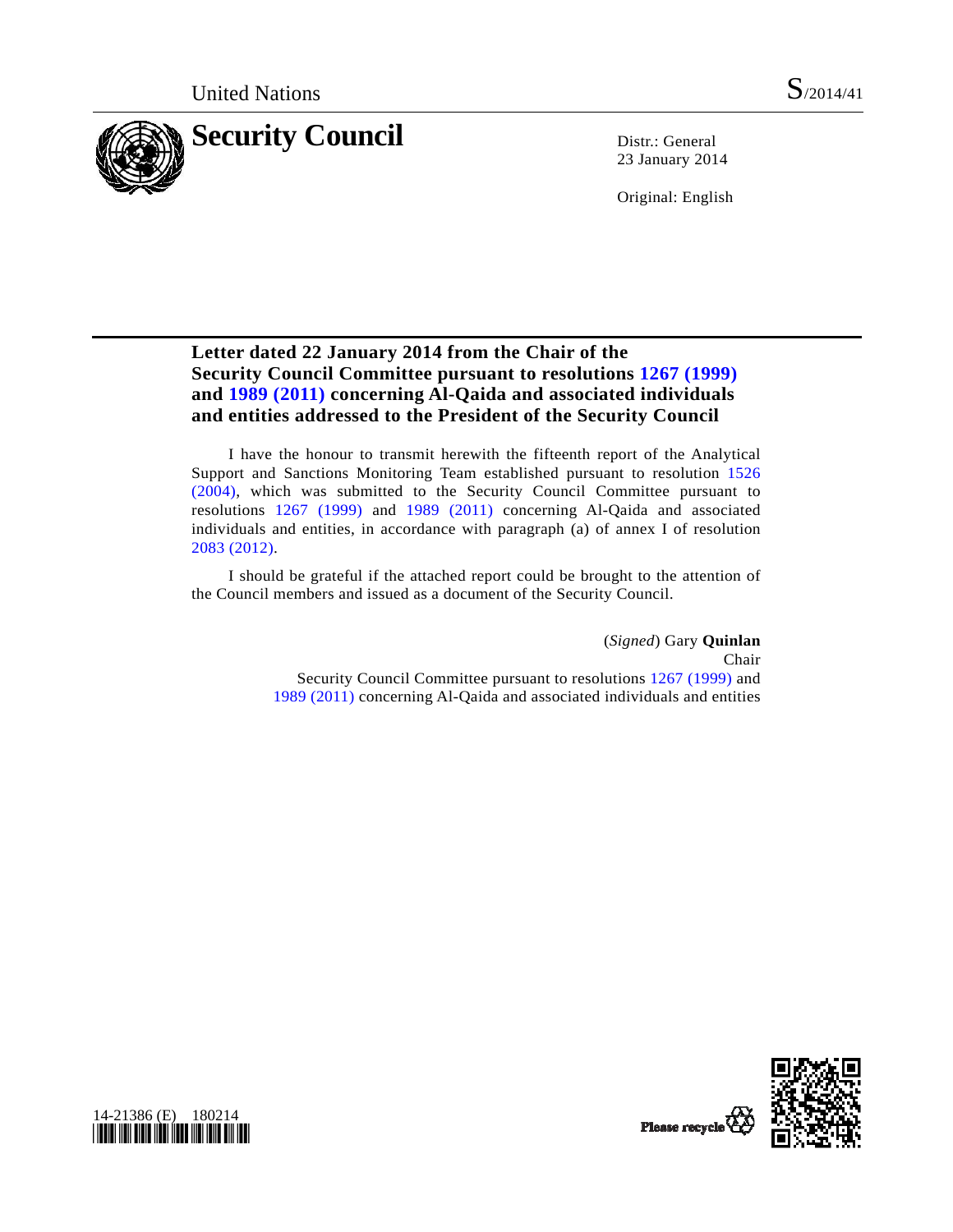United Nations S/2014/41

# Security Council

Distr.: General
23 January 2014

Original: English

## Letter dated 22 January 2014 from the Chair of the Security Council Committee pursuant to resolutions 1267 (1999) and 1989 (2011) concerning Al-Qaida and associated individuals and entities addressed to the President of the Security Council

I have the honour to transmit herewith the fifteenth report of the Analytical Support and Sanctions Monitoring Team established pursuant to resolution 1526 (2004), which was submitted to the Security Council Committee pursuant to resolutions 1267 (1999) and 1989 (2011) concerning Al-Qaida and associated individuals and entities, in accordance with paragraph (a) of annex I of resolution 2083 (2012).

I should be grateful if the attached report could be brought to the attention of the Council members and issued as a document of the Security Council.

(*Signed*) Gary **Quinlan**
Chair
Security Council Committee pursuant to resolutions 1267 (1999) and 1989 (2011) concerning Al-Qaida and associated individuals and entities

14-21386 (E) 180214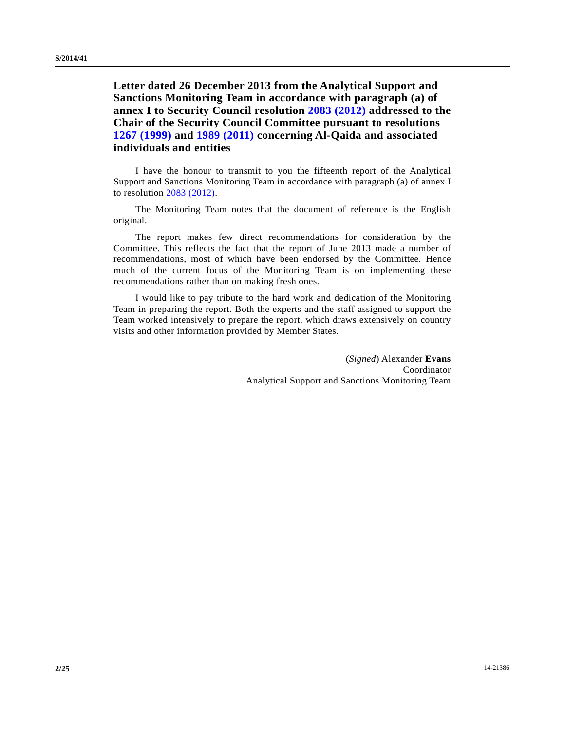## Letter dated 26 December 2013 from the Analytical Support and Sanctions Monitoring Team in accordance with paragraph (a) of annex I to Security Council resolution 2083 (2012) addressed to the Chair of the Security Council Committee pursuant to resolutions 1267 (1999) and 1989 (2011) concerning Al-Qaida and associated individuals and entities

I have the honour to transmit to you the fifteenth report of the Analytical Support and Sanctions Monitoring Team in accordance with paragraph (a) of annex I to resolution 2083 (2012).

The Monitoring Team notes that the document of reference is the English original.

The report makes few direct recommendations for consideration by the Committee. This reflects the fact that the report of June 2013 made a number of recommendations, most of which have been endorsed by the Committee. Hence much of the current focus of the Monitoring Team is on implementing these recommendations rather than on making fresh ones.

I would like to pay tribute to the hard work and dedication of the Monitoring Team in preparing the report. Both the experts and the staff assigned to support the Team worked intensively to prepare the report, which draws extensively on country visits and other information provided by Member States.

(*Signed*) Alexander **Evans**
Coordinator
Analytical Support and Sanctions Monitoring Team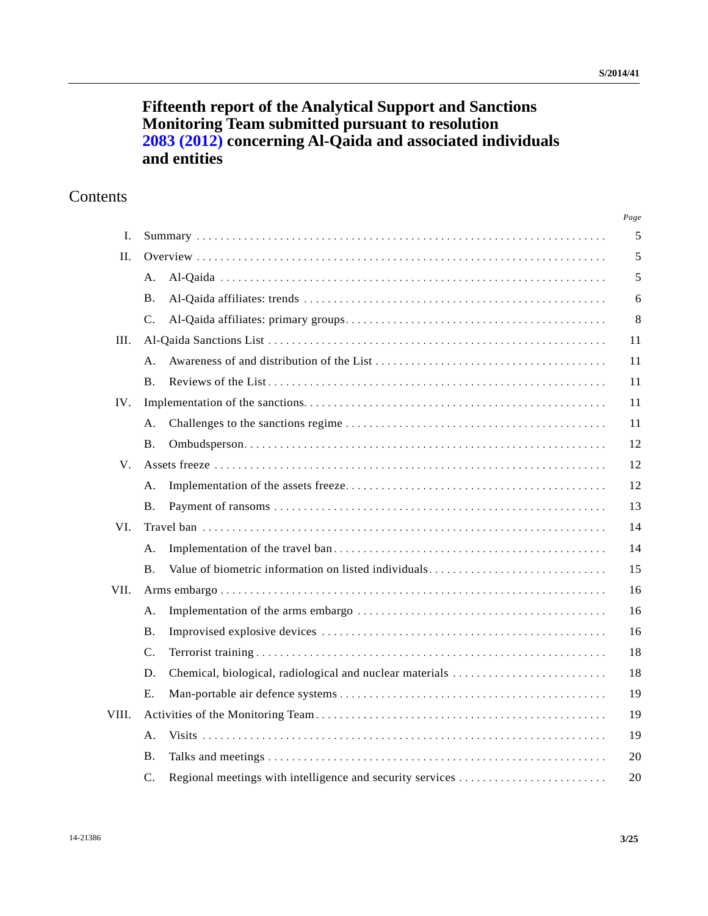# Fifteenth report of the Analytical Support and Sanctions Monitoring Team submitted pursuant to resolution 2083 (2012) concerning Al-Qaida and associated individuals and entities

## Contents

| | | Page |
|---|---|---|
| I. | Summary | 5 |
| II. | Overview | 5 |
| | A. Al-Qaida | 5 |
| | B. Al-Qaida affiliates: trends | 6 |
| | C. Al-Qaida affiliates: primary groups | 8 |
| III. | Al-Qaida Sanctions List | 11 |
| | A. Awareness of and distribution of the List | 11 |
| | B. Reviews of the List | 11 |
| IV. | Implementation of the sanctions | 11 |
| | A. Challenges to the sanctions regime | 11 |
| | B. Ombudsperson | 12 |
| V. | Assets freeze | 12 |
| | A. Implementation of the assets freeze | 12 |
| | B. Payment of ransoms | 13 |
| VI. | Travel ban | 14 |
| | A. Implementation of the travel ban | 14 |
| | B. Value of biometric information on listed individuals | 15 |
| VII. | Arms embargo | 16 |
| | A. Implementation of the arms embargo | 16 |
| | B. Improvised explosive devices | 16 |
| | C. Terrorist training | 18 |
| | D. Chemical, biological, radiological and nuclear materials | 18 |
| | E. Man-portable air defence systems | 19 |
| VIII. | Activities of the Monitoring Team | 19 |
| | A. Visits | 19 |
| | B. Talks and meetings | 20 |
| | C. Regional meetings with intelligence and security services | 20 |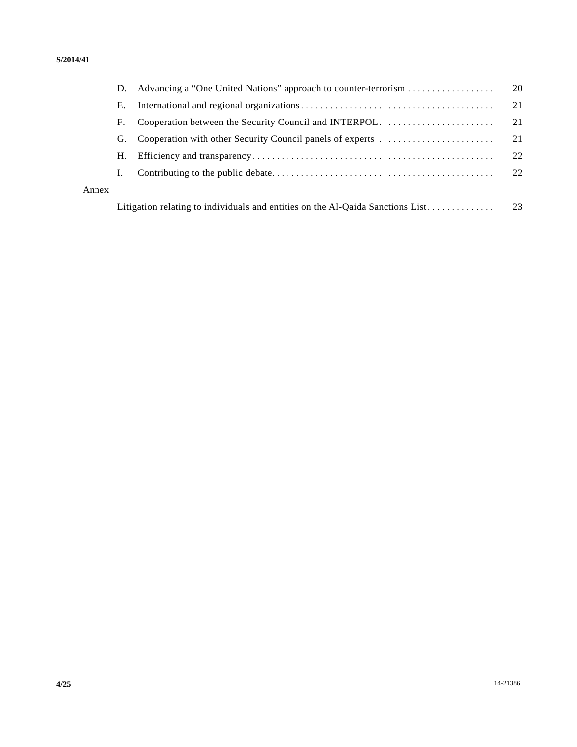| | | |
|---|---|---|
| D. | Advancing a "One United Nations" approach to counter-terrorism | 20 |
| E. | International and regional organizations | 21 |
| F. | Cooperation between the Security Council and INTERPOL | 21 |
| G. | Cooperation with other Security Council panels of experts | 21 |
| H. | Efficiency and transparency | 22 |
| I. | Contributing to the public debate | 22 |

Annex

| | |
|---|---|
| Litigation relating to individuals and entities on the Al-Qaida Sanctions List | 23 |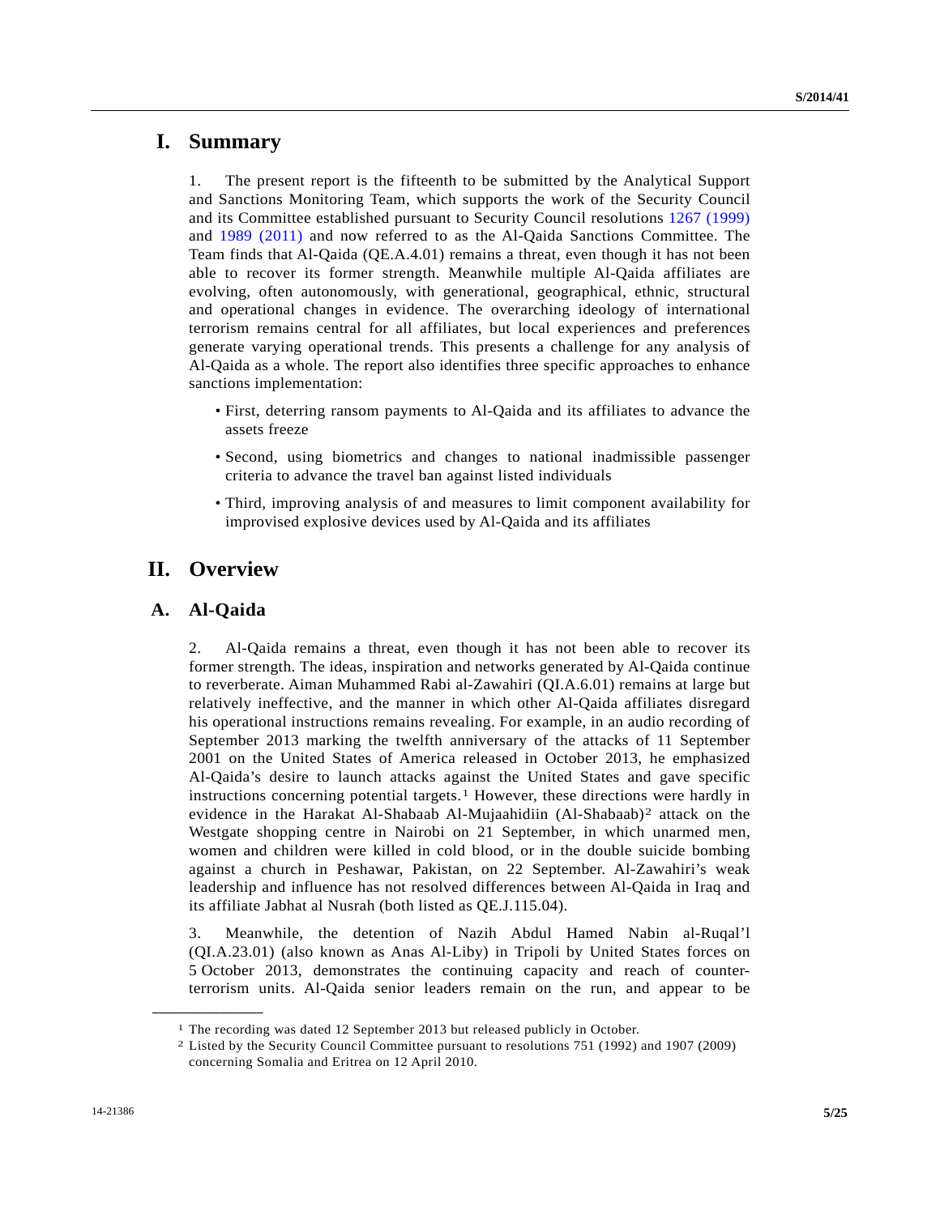# I. Summary

1. The present report is the fifteenth to be submitted by the Analytical Support and Sanctions Monitoring Team, which supports the work of the Security Council and its Committee established pursuant to Security Council resolutions 1267 (1999) and 1989 (2011) and now referred to as the Al-Qaida Sanctions Committee. The Team finds that Al-Qaida (QE.A.4.01) remains a threat, even though it has not been able to recover its former strength. Meanwhile multiple Al-Qaida affiliates are evolving, often autonomously, with generational, geographical, ethnic, structural and operational changes in evidence. The overarching ideology of international terrorism remains central for all affiliates, but local experiences and preferences generate varying operational trends. This presents a challenge for any analysis of Al-Qaida as a whole. The report also identifies three specific approaches to enhance sanctions implementation:

- First, deterring ransom payments to Al-Qaida and its affiliates to advance the assets freeze
- Second, using biometrics and changes to national inadmissible passenger criteria to advance the travel ban against listed individuals
- Third, improving analysis of and measures to limit component availability for improvised explosive devices used by Al-Qaida and its affiliates

# II. Overview

## A. Al-Qaida

2. Al-Qaida remains a threat, even though it has not been able to recover its former strength. The ideas, inspiration and networks generated by Al-Qaida continue to reverberate. Aiman Muhammed Rabi al-Zawahiri (QI.A.6.01) remains at large but relatively ineffective, and the manner in which other Al-Qaida affiliates disregard his operational instructions remains revealing. For example, in an audio recording of September 2013 marking the twelfth anniversary of the attacks of 11 September 2001 on the United States of America released in October 2013, he emphasized Al-Qaida's desire to launch attacks against the United States and gave specific instructions concerning potential targets.[1] However, these directions were hardly in evidence in the Harakat Al-Shabaab Al-Mujaahidiin (Al-Shabaab)[2] attack on the Westgate shopping centre in Nairobi on 21 September, in which unarmed men, women and children were killed in cold blood, or in the double suicide bombing against a church in Peshawar, Pakistan, on 22 September. Al-Zawahiri's weak leadership and influence has not resolved differences between Al-Qaida in Iraq and its affiliate Jabhat al Nusrah (both listed as QE.J.115.04).

3. Meanwhile, the detention of Nazih Abdul Hamed Nabin al-Ruqal'l (QI.A.23.01) (also known as Anas Al-Liby) in Tripoli by United States forces on 5 October 2013, demonstrates the continuing capacity and reach of counter-terrorism units. Al-Qaida senior leaders remain on the run, and appear to be

---

[1] The recording was dated 12 September 2013 but released publicly in October.

[2] Listed by the Security Council Committee pursuant to resolutions 751 (1992) and 1907 (2009) concerning Somalia and Eritrea on 12 April 2010.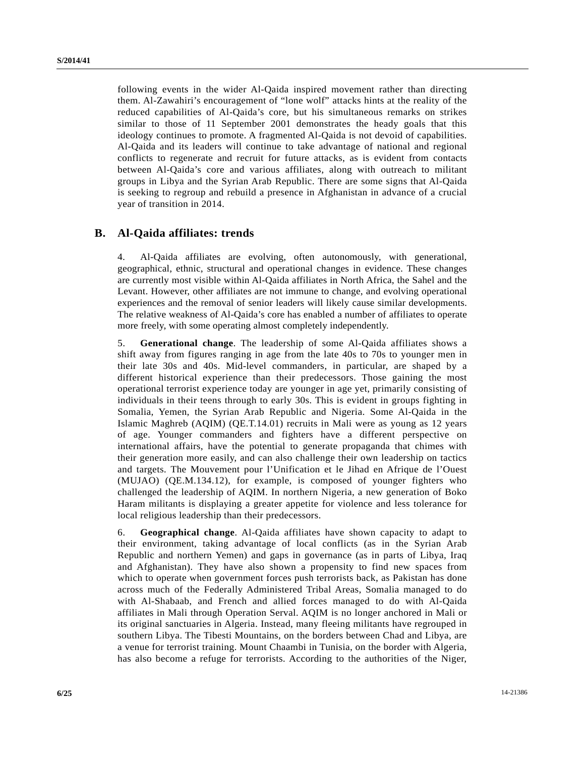following events in the wider Al-Qaida inspired movement rather than directing them. Al-Zawahiri's encouragement of "lone wolf" attacks hints at the reality of the reduced capabilities of Al-Qaida's core, but his simultaneous remarks on strikes similar to those of 11 September 2001 demonstrates the heady goals that this ideology continues to promote. A fragmented Al-Qaida is not devoid of capabilities. Al-Qaida and its leaders will continue to take advantage of national and regional conflicts to regenerate and recruit for future attacks, as is evident from contacts between Al-Qaida's core and various affiliates, along with outreach to militant groups in Libya and the Syrian Arab Republic. There are some signs that Al-Qaida is seeking to regroup and rebuild a presence in Afghanistan in advance of a crucial year of transition in 2014.

## B. Al-Qaida affiliates: trends

4. Al-Qaida affiliates are evolving, often autonomously, with generational, geographical, ethnic, structural and operational changes in evidence. These changes are currently most visible within Al-Qaida affiliates in North Africa, the Sahel and the Levant. However, other affiliates are not immune to change, and evolving operational experiences and the removal of senior leaders will likely cause similar developments. The relative weakness of Al-Qaida's core has enabled a number of affiliates to operate more freely, with some operating almost completely independently.

5. **Generational change**. The leadership of some Al-Qaida affiliates shows a shift away from figures ranging in age from the late 40s to 70s to younger men in their late 30s and 40s. Mid-level commanders, in particular, are shaped by a different historical experience than their predecessors. Those gaining the most operational terrorist experience today are younger in age yet, primarily consisting of individuals in their teens through to early 30s. This is evident in groups fighting in Somalia, Yemen, the Syrian Arab Republic and Nigeria. Some Al-Qaida in the Islamic Maghreb (AQIM) (QE.T.14.01) recruits in Mali were as young as 12 years of age. Younger commanders and fighters have a different perspective on international affairs, have the potential to generate propaganda that chimes with their generation more easily, and can also challenge their own leadership on tactics and targets. The Mouvement pour l'Unification et le Jihad en Afrique de l'Ouest (MUJAO) (QE.M.134.12), for example, is composed of younger fighters who challenged the leadership of AQIM. In northern Nigeria, a new generation of Boko Haram militants is displaying a greater appetite for violence and less tolerance for local religious leadership than their predecessors.

6. **Geographical change**. Al-Qaida affiliates have shown capacity to adapt to their environment, taking advantage of local conflicts (as in the Syrian Arab Republic and northern Yemen) and gaps in governance (as in parts of Libya, Iraq and Afghanistan). They have also shown a propensity to find new spaces from which to operate when government forces push terrorists back, as Pakistan has done across much of the Federally Administered Tribal Areas, Somalia managed to do with Al-Shabaab, and French and allied forces managed to do with Al-Qaida affiliates in Mali through Operation Serval. AQIM is no longer anchored in Mali or its original sanctuaries in Algeria. Instead, many fleeing militants have regrouped in southern Libya. The Tibesti Mountains, on the borders between Chad and Libya, are a venue for terrorist training. Mount Chaambi in Tunisia, on the border with Algeria, has also become a refuge for terrorists. According to the authorities of the Niger,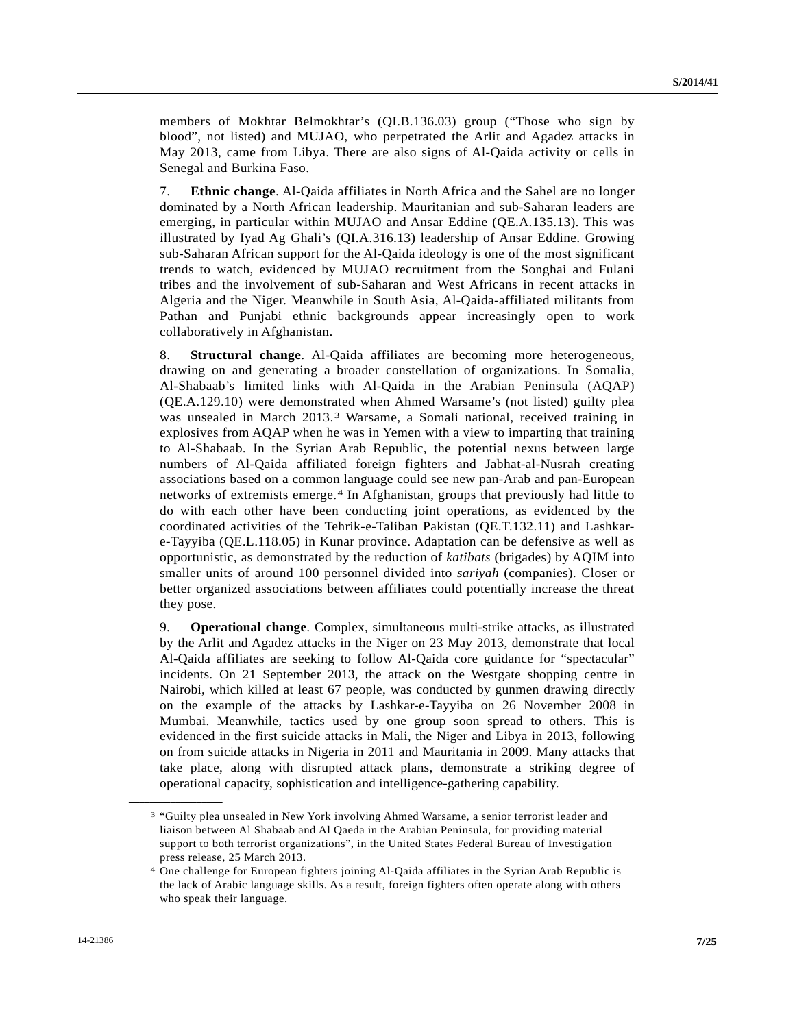members of Mokhtar Belmokhtar's (QI.B.136.03) group ("Those who sign by blood", not listed) and MUJAO, who perpetrated the Arlit and Agadez attacks in May 2013, came from Libya. There are also signs of Al-Qaida activity or cells in Senegal and Burkina Faso.

7. **Ethnic change**. Al-Qaida affiliates in North Africa and the Sahel are no longer dominated by a North African leadership. Mauritanian and sub-Saharan leaders are emerging, in particular within MUJAO and Ansar Eddine (QE.A.135.13). This was illustrated by Iyad Ag Ghali's (QI.A.316.13) leadership of Ansar Eddine. Growing sub-Saharan African support for the Al-Qaida ideology is one of the most significant trends to watch, evidenced by MUJAO recruitment from the Songhai and Fulani tribes and the involvement of sub-Saharan and West Africans in recent attacks in Algeria and the Niger. Meanwhile in South Asia, Al-Qaida-affiliated militants from Pathan and Punjabi ethnic backgrounds appear increasingly open to work collaboratively in Afghanistan.

8. **Structural change**. Al-Qaida affiliates are becoming more heterogeneous, drawing on and generating a broader constellation of organizations. In Somalia, Al-Shabaab's limited links with Al-Qaida in the Arabian Peninsula (AQAP) (QE.A.129.10) were demonstrated when Ahmed Warsame's (not listed) guilty plea was unsealed in March 2013.[3] Warsame, a Somali national, received training in explosives from AQAP when he was in Yemen with a view to imparting that training to Al-Shabaab. In the Syrian Arab Republic, the potential nexus between large numbers of Al-Qaida affiliated foreign fighters and Jabhat-al-Nusrah creating associations based on a common language could see new pan-Arab and pan-European networks of extremists emerge.[4] In Afghanistan, groups that previously had little to do with each other have been conducting joint operations, as evidenced by the coordinated activities of the Tehrik-e-Taliban Pakistan (QE.T.132.11) and Lashkar-e-Tayyiba (QE.L.118.05) in Kunar province. Adaptation can be defensive as well as opportunistic, as demonstrated by the reduction of *katibats* (brigades) by AQIM into smaller units of around 100 personnel divided into *sariyah* (companies). Closer or better organized associations between affiliates could potentially increase the threat they pose.

9. **Operational change**. Complex, simultaneous multi-strike attacks, as illustrated by the Arlit and Agadez attacks in the Niger on 23 May 2013, demonstrate that local Al-Qaida affiliates are seeking to follow Al-Qaida core guidance for "spectacular" incidents. On 21 September 2013, the attack on the Westgate shopping centre in Nairobi, which killed at least 67 people, was conducted by gunmen drawing directly on the example of the attacks by Lashkar-e-Tayyiba on 26 November 2008 in Mumbai. Meanwhile, tactics used by one group soon spread to others. This is evidenced in the first suicide attacks in Mali, the Niger and Libya in 2013, following on from suicide attacks in Nigeria in 2011 and Mauritania in 2009. Many attacks that take place, along with disrupted attack plans, demonstrate a striking degree of operational capacity, sophistication and intelligence-gathering capability.

---

[3] "Guilty plea unsealed in New York involving Ahmed Warsame, a senior terrorist leader and liaison between Al Shabaab and Al Qaeda in the Arabian Peninsula, for providing material support to both terrorist organizations", in the United States Federal Bureau of Investigation press release, 25 March 2013.

[4] One challenge for European fighters joining Al-Qaida affiliates in the Syrian Arab Republic is the lack of Arabic language skills. As a result, foreign fighters often operate along with others who speak their language.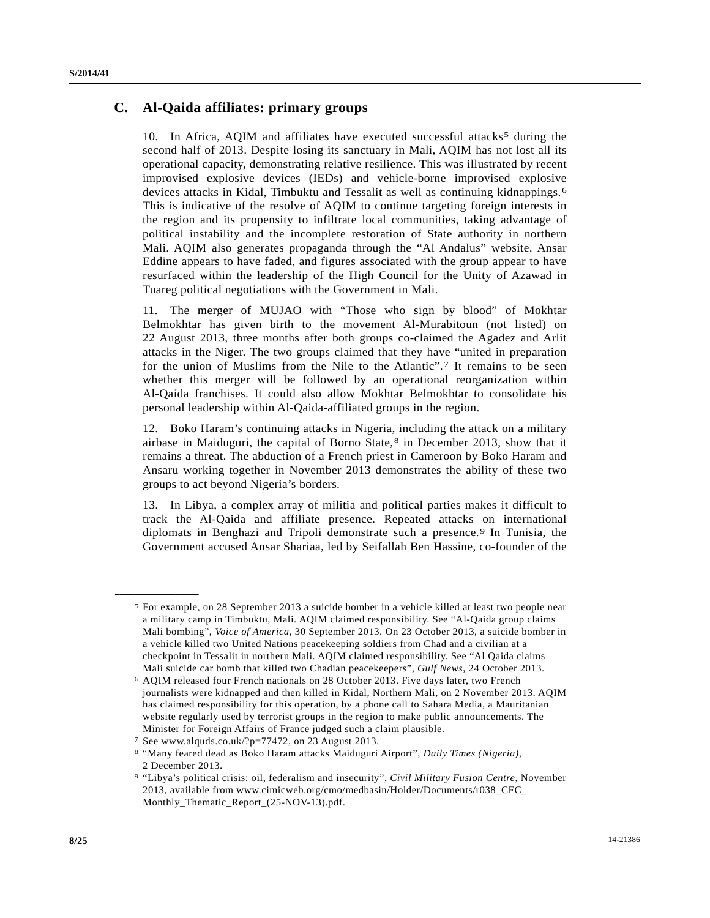## C. Al-Qaida affiliates: primary groups

10. In Africa, AQIM and affiliates have executed successful attacks[5] during the second half of 2013. Despite losing its sanctuary in Mali, AQIM has not lost all its operational capacity, demonstrating relative resilience. This was illustrated by recent improvised explosive devices (IEDs) and vehicle-borne improvised explosive devices attacks in Kidal, Timbuktu and Tessalit as well as continuing kidnappings.[6] This is indicative of the resolve of AQIM to continue targeting foreign interests in the region and its propensity to infiltrate local communities, taking advantage of political instability and the incomplete restoration of State authority in northern Mali. AQIM also generates propaganda through the "Al Andalus" website. Ansar Eddine appears to have faded, and figures associated with the group appear to have resurfaced within the leadership of the High Council for the Unity of Azawad in Tuareg political negotiations with the Government in Mali.

11. The merger of MUJAO with "Those who sign by blood" of Mokhtar Belmokhtar has given birth to the movement Al-Murabitoun (not listed) on 22 August 2013, three months after both groups co-claimed the Agadez and Arlit attacks in the Niger. The two groups claimed that they have "united in preparation for the union of Muslims from the Nile to the Atlantic".[7] It remains to be seen whether this merger will be followed by an operational reorganization within Al-Qaida franchises. It could also allow Mokhtar Belmokhtar to consolidate his personal leadership within Al-Qaida-affiliated groups in the region.

12. Boko Haram's continuing attacks in Nigeria, including the attack on a military airbase in Maiduguri, the capital of Borno State,[8] in December 2013, show that it remains a threat. The abduction of a French priest in Cameroon by Boko Haram and Ansaru working together in November 2013 demonstrates the ability of these two groups to act beyond Nigeria's borders.

13. In Libya, a complex array of militia and political parties makes it difficult to track the Al-Qaida and affiliate presence. Repeated attacks on international diplomats in Benghazi and Tripoli demonstrate such a presence.[9] In Tunisia, the Government accused Ansar Shariaa, led by Seifallah Ben Hassine, co-founder of the

---

[5] For example, on 28 September 2013 a suicide bomber in a vehicle killed at least two people near a military camp in Timbuktu, Mali. AQIM claimed responsibility. See "Al-Qaida group claims Mali bombing", *Voice of America*, 30 September 2013. On 23 October 2013, a suicide bomber in a vehicle killed two United Nations peacekeeping soldiers from Chad and a civilian at a checkpoint in Tessalit in northern Mali. AQIM claimed responsibility. See "Al Qaida claims Mali suicide car bomb that killed two Chadian peacekeepers", *Gulf News*, 24 October 2013.

[6] AQIM released four French nationals on 28 October 2013. Five days later, two French journalists were kidnapped and then killed in Kidal, Northern Mali, on 2 November 2013. AQIM has claimed responsibility for this operation, by a phone call to Sahara Media, a Mauritanian website regularly used by terrorist groups in the region to make public announcements. The Minister for Foreign Affairs of France judged such a claim plausible.

[7] See www.alquds.co.uk/?p=77472, on 23 August 2013.

[8] "Many feared dead as Boko Haram attacks Maiduguri Airport", *Daily Times (Nigeria)*, 2 December 2013.

[9] "Libya's political crisis: oil, federalism and insecurity", *Civil Military Fusion Centre*, November 2013, available from www.cimicweb.org/cmo/medbasin/Holder/Documents/r038_CFC_Monthly_Thematic_Report_(25-NOV-13).pdf.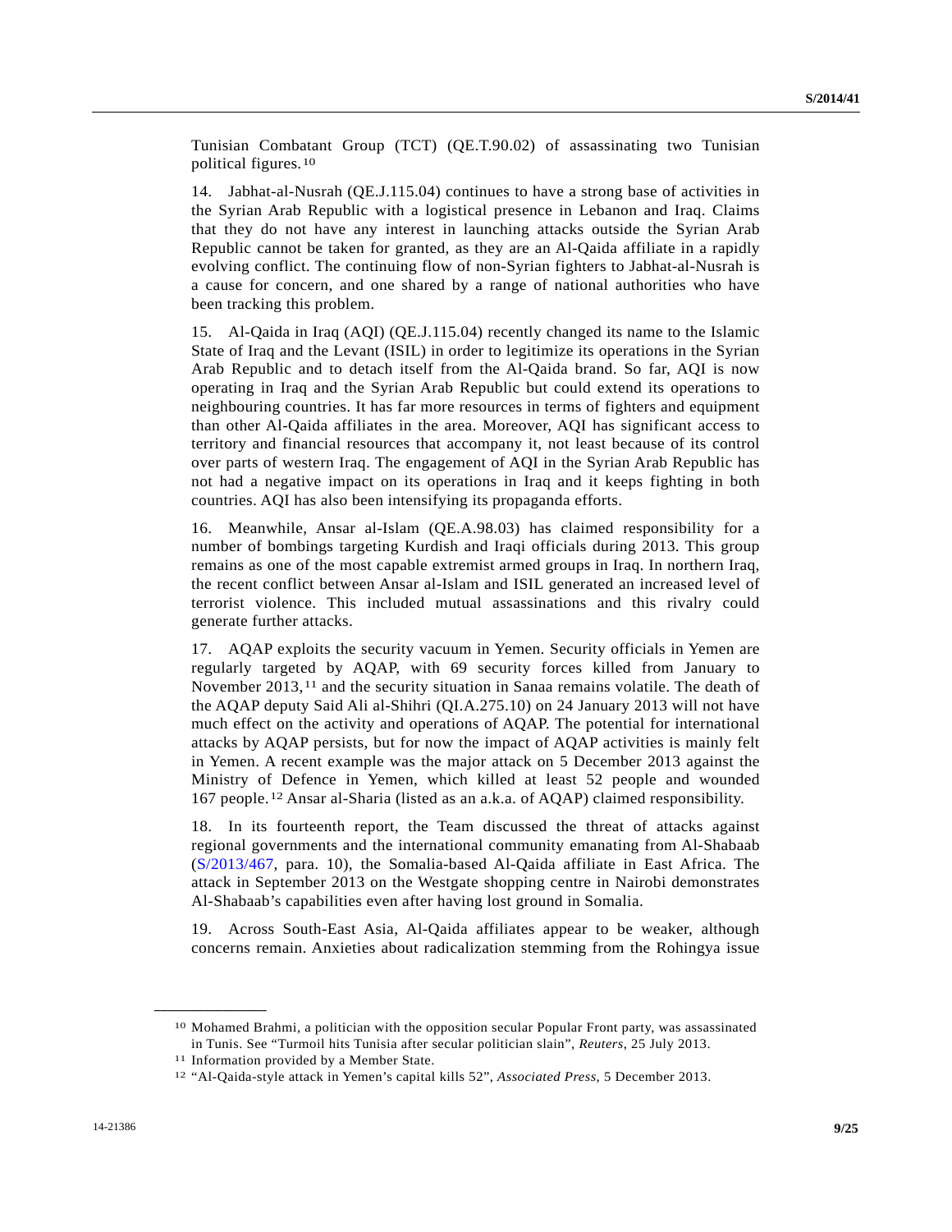Tunisian Combatant Group (TCT) (QE.T.90.02) of assassinating two Tunisian political figures.[10]

14. Jabhat-al-Nusrah (QE.J.115.04) continues to have a strong base of activities in the Syrian Arab Republic with a logistical presence in Lebanon and Iraq. Claims that they do not have any interest in launching attacks outside the Syrian Arab Republic cannot be taken for granted, as they are an Al-Qaida affiliate in a rapidly evolving conflict. The continuing flow of non-Syrian fighters to Jabhat-al-Nusrah is a cause for concern, and one shared by a range of national authorities who have been tracking this problem.

15. Al-Qaida in Iraq (AQI) (QE.J.115.04) recently changed its name to the Islamic State of Iraq and the Levant (ISIL) in order to legitimize its operations in the Syrian Arab Republic and to detach itself from the Al-Qaida brand. So far, AQI is now operating in Iraq and the Syrian Arab Republic but could extend its operations to neighbouring countries. It has far more resources in terms of fighters and equipment than other Al-Qaida affiliates in the area. Moreover, AQI has significant access to territory and financial resources that accompany it, not least because of its control over parts of western Iraq. The engagement of AQI in the Syrian Arab Republic has not had a negative impact on its operations in Iraq and it keeps fighting in both countries. AQI has also been intensifying its propaganda efforts.

16. Meanwhile, Ansar al-Islam (QE.A.98.03) has claimed responsibility for a number of bombings targeting Kurdish and Iraqi officials during 2013. This group remains as one of the most capable extremist armed groups in Iraq. In northern Iraq, the recent conflict between Ansar al-Islam and ISIL generated an increased level of terrorist violence. This included mutual assassinations and this rivalry could generate further attacks.

17. AQAP exploits the security vacuum in Yemen. Security officials in Yemen are regularly targeted by AQAP, with 69 security forces killed from January to November 2013,[11] and the security situation in Sanaa remains volatile. The death of the AQAP deputy Said Ali al-Shihri (QI.A.275.10) on 24 January 2013 will not have much effect on the activity and operations of AQAP. The potential for international attacks by AQAP persists, but for now the impact of AQAP activities is mainly felt in Yemen. A recent example was the major attack on 5 December 2013 against the Ministry of Defence in Yemen, which killed at least 52 people and wounded 167 people.[12] Ansar al-Sharia (listed as an a.k.a. of AQAP) claimed responsibility.

18. In its fourteenth report, the Team discussed the threat of attacks against regional governments and the international community emanating from Al-Shabaab (S/2013/467, para. 10), the Somalia-based Al-Qaida affiliate in East Africa. The attack in September 2013 on the Westgate shopping centre in Nairobi demonstrates Al-Shabaab's capabilities even after having lost ground in Somalia.

19. Across South-East Asia, Al-Qaida affiliates appear to be weaker, although concerns remain. Anxieties about radicalization stemming from the Rohingya issue

---

[10] Mohamed Brahmi, a politician with the opposition secular Popular Front party, was assassinated in Tunis. See "Turmoil hits Tunisia after secular politician slain", *Reuters*, 25 July 2013.

[11] Information provided by a Member State.

[12] "Al-Qaida-style attack in Yemen's capital kills 52", *Associated Press*, 5 December 2013.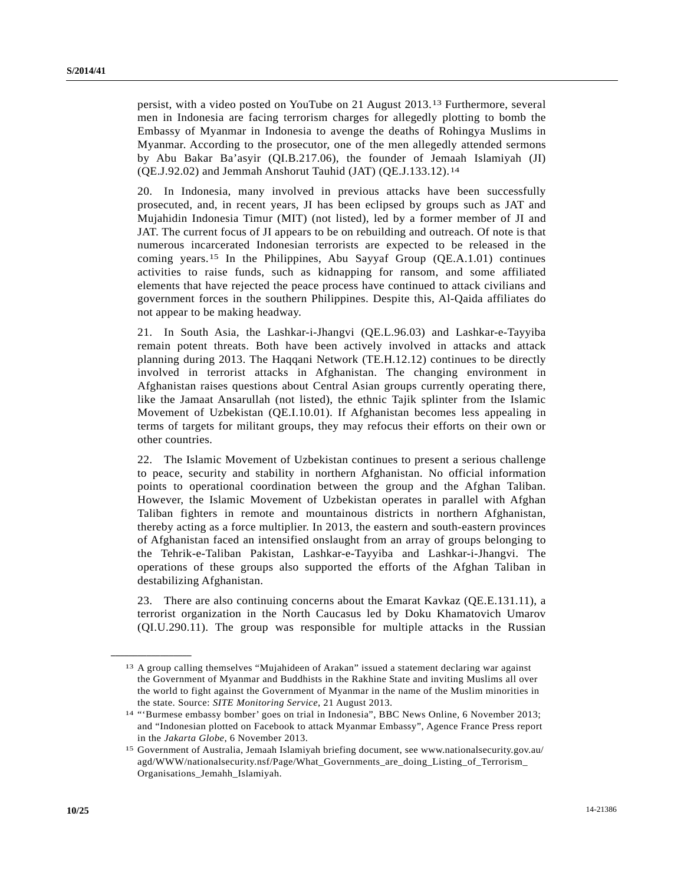persist, with a video posted on YouTube on 21 August 2013.[13] Furthermore, several men in Indonesia are facing terrorism charges for allegedly plotting to bomb the Embassy of Myanmar in Indonesia to avenge the deaths of Rohingya Muslims in Myanmar. According to the prosecutor, one of the men allegedly attended sermons by Abu Bakar Ba'asyir (QI.B.217.06), the founder of Jemaah Islamiyah (JI) (QE.J.92.02) and Jemmah Anshorut Tauhid (JAT) (QE.J.133.12).[14]

20. In Indonesia, many involved in previous attacks have been successfully prosecuted, and, in recent years, JI has been eclipsed by groups such as JAT and Mujahidin Indonesia Timur (MIT) (not listed), led by a former member of JI and JAT. The current focus of JI appears to be on rebuilding and outreach. Of note is that numerous incarcerated Indonesian terrorists are expected to be released in the coming years.[15] In the Philippines, Abu Sayyaf Group (QE.A.1.01) continues activities to raise funds, such as kidnapping for ransom, and some affiliated elements that have rejected the peace process have continued to attack civilians and government forces in the southern Philippines. Despite this, Al-Qaida affiliates do not appear to be making headway.

21. In South Asia, the Lashkar-i-Jhangvi (QE.L.96.03) and Lashkar-e-Tayyiba remain potent threats. Both have been actively involved in attacks and attack planning during 2013. The Haqqani Network (TE.H.12.12) continues to be directly involved in terrorist attacks in Afghanistan. The changing environment in Afghanistan raises questions about Central Asian groups currently operating there, like the Jamaat Ansarullah (not listed), the ethnic Tajik splinter from the Islamic Movement of Uzbekistan (QE.I.10.01). If Afghanistan becomes less appealing in terms of targets for militant groups, they may refocus their efforts on their own or other countries.

22. The Islamic Movement of Uzbekistan continues to present a serious challenge to peace, security and stability in northern Afghanistan. No official information points to operational coordination between the group and the Afghan Taliban. However, the Islamic Movement of Uzbekistan operates in parallel with Afghan Taliban fighters in remote and mountainous districts in northern Afghanistan, thereby acting as a force multiplier. In 2013, the eastern and south-eastern provinces of Afghanistan faced an intensified onslaught from an array of groups belonging to the Tehrik-e-Taliban Pakistan, Lashkar-e-Tayyiba and Lashkar-i-Jhangvi. The operations of these groups also supported the efforts of the Afghan Taliban in destabilizing Afghanistan.

23. There are also continuing concerns about the Emarat Kavkaz (QE.E.131.11), a terrorist organization in the North Caucasus led by Doku Khamatovich Umarov (QI.U.290.11). The group was responsible for multiple attacks in the Russian

---

[13] A group calling themselves "Mujahideen of Arakan" issued a statement declaring war against the Government of Myanmar and Buddhists in the Rakhine State and inviting Muslims all over the world to fight against the Government of Myanmar in the name of the Muslim minorities in the state. Source: *SITE Monitoring Service*, 21 August 2013.

[14] "'Burmese embassy bomber' goes on trial in Indonesia", BBC News Online, 6 November 2013; and "Indonesian plotted on Facebook to attack Myanmar Embassy", Agence France Press report in the *Jakarta Globe*, 6 November 2013.

[15] Government of Australia, Jemaah Islamiyah briefing document, see www.nationalsecurity.gov.au/agd/WWW/nationalsecurity.nsf/Page/What_Governments_are_doing_Listing_of_Terrorism_Organisations_Jemahh_Islamiyah.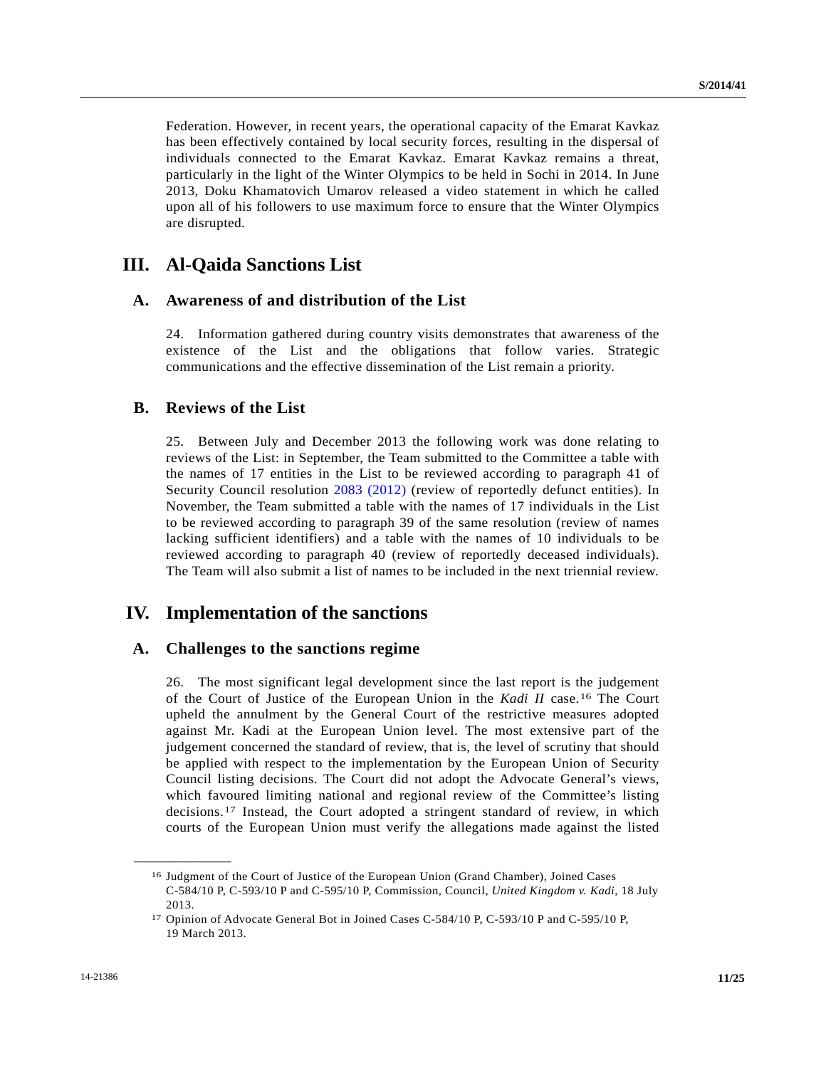Federation. However, in recent years, the operational capacity of the Emarat Kavkaz has been effectively contained by local security forces, resulting in the dispersal of individuals connected to the Emarat Kavkaz. Emarat Kavkaz remains a threat, particularly in the light of the Winter Olympics to be held in Sochi in 2014. In June 2013, Doku Khamatovich Umarov released a video statement in which he called upon all of his followers to use maximum force to ensure that the Winter Olympics are disrupted.

## III. Al-Qaida Sanctions List

### A. Awareness of and distribution of the List

24. Information gathered during country visits demonstrates that awareness of the existence of the List and the obligations that follow varies. Strategic communications and the effective dissemination of the List remain a priority.

### B. Reviews of the List

25. Between July and December 2013 the following work was done relating to reviews of the List: in September, the Team submitted to the Committee a table with the names of 17 entities in the List to be reviewed according to paragraph 41 of Security Council resolution 2083 (2012) (review of reportedly defunct entities). In November, the Team submitted a table with the names of 17 individuals in the List to be reviewed according to paragraph 39 of the same resolution (review of names lacking sufficient identifiers) and a table with the names of 10 individuals to be reviewed according to paragraph 40 (review of reportedly deceased individuals). The Team will also submit a list of names to be included in the next triennial review.

## IV. Implementation of the sanctions

### A. Challenges to the sanctions regime

26. The most significant legal development since the last report is the judgement of the Court of Justice of the European Union in the *Kadi II* case.[16] The Court upheld the annulment by the General Court of the restrictive measures adopted against Mr. Kadi at the European Union level. The most extensive part of the judgement concerned the standard of review, that is, the level of scrutiny that should be applied with respect to the implementation by the European Union of Security Council listing decisions. The Court did not adopt the Advocate General's views, which favoured limiting national and regional review of the Committee's listing decisions.[17] Instead, the Court adopted a stringent standard of review, in which courts of the European Union must verify the allegations made against the listed

---

[16] Judgment of the Court of Justice of the European Union (Grand Chamber), Joined Cases C-584/10 P, C-593/10 P and C-595/10 P, Commission, Council, *United Kingdom v. Kadi*, 18 July 2013.

[17] Opinion of Advocate General Bot in Joined Cases C-584/10 P, C-593/10 P and C-595/10 P, 19 March 2013.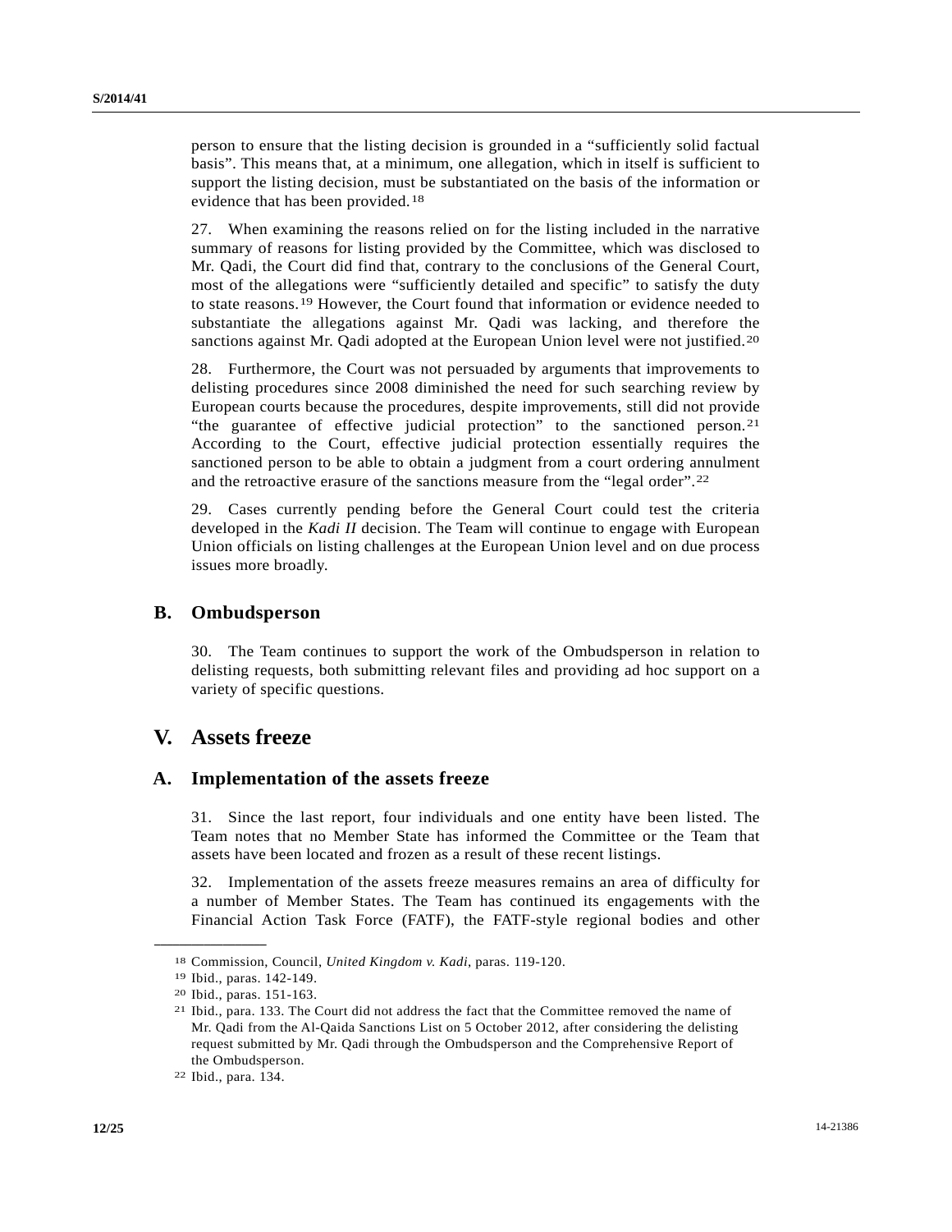person to ensure that the listing decision is grounded in a "sufficiently solid factual basis". This means that, at a minimum, one allegation, which in itself is sufficient to support the listing decision, must be substantiated on the basis of the information or evidence that has been provided.[18]

27. When examining the reasons relied on for the listing included in the narrative summary of reasons for listing provided by the Committee, which was disclosed to Mr. Qadi, the Court did find that, contrary to the conclusions of the General Court, most of the allegations were "sufficiently detailed and specific" to satisfy the duty to state reasons.[19] However, the Court found that information or evidence needed to substantiate the allegations against Mr. Qadi was lacking, and therefore the sanctions against Mr. Qadi adopted at the European Union level were not justified.[20]

28. Furthermore, the Court was not persuaded by arguments that improvements to delisting procedures since 2008 diminished the need for such searching review by European courts because the procedures, despite improvements, still did not provide "the guarantee of effective judicial protection" to the sanctioned person.[21] According to the Court, effective judicial protection essentially requires the sanctioned person to be able to obtain a judgment from a court ordering annulment and the retroactive erasure of the sanctions measure from the "legal order".[22]

29. Cases currently pending before the General Court could test the criteria developed in the *Kadi II* decision. The Team will continue to engage with European Union officials on listing challenges at the European Union level and on due process issues more broadly.

## B. Ombudsperson

30. The Team continues to support the work of the Ombudsperson in relation to delisting requests, both submitting relevant files and providing ad hoc support on a variety of specific questions.

# V. Assets freeze

## A. Implementation of the assets freeze

31. Since the last report, four individuals and one entity have been listed. The Team notes that no Member State has informed the Committee or the Team that assets have been located and frozen as a result of these recent listings.

32. Implementation of the assets freeze measures remains an area of difficulty for a number of Member States. The Team has continued its engagements with the Financial Action Task Force (FATF), the FATF-style regional bodies and other

---

[18] Commission, Council, *United Kingdom v. Kadi*, paras. 119-120.

[19] Ibid., paras. 142-149.

[20] Ibid., paras. 151-163.

[21] Ibid., para. 133. The Court did not address the fact that the Committee removed the name of Mr. Qadi from the Al-Qaida Sanctions List on 5 October 2012, after considering the delisting request submitted by Mr. Qadi through the Ombudsperson and the Comprehensive Report of the Ombudsperson.

[22] Ibid., para. 134.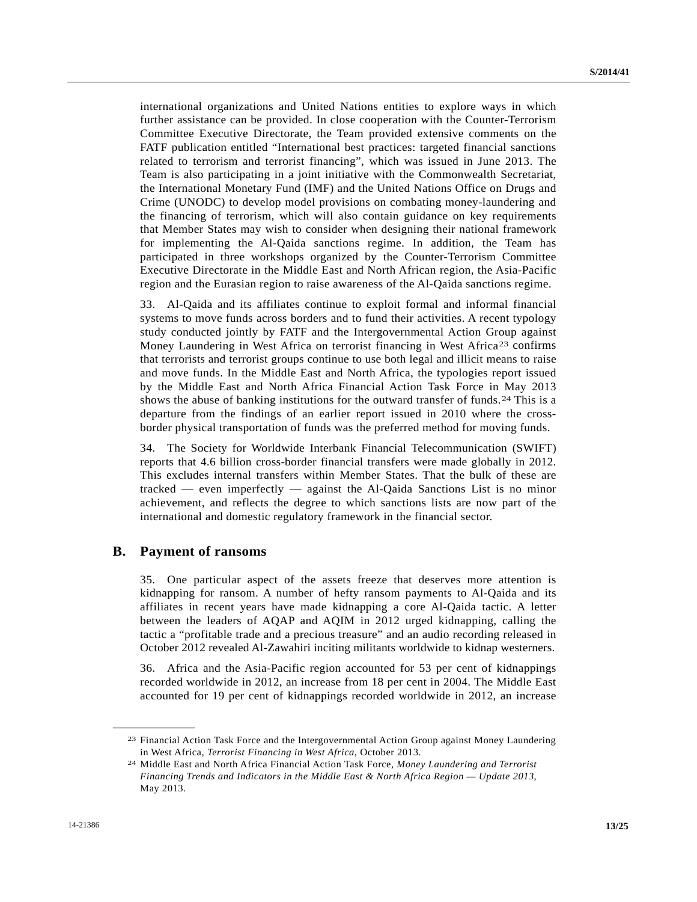international organizations and United Nations entities to explore ways in which further assistance can be provided. In close cooperation with the Counter-Terrorism Committee Executive Directorate, the Team provided extensive comments on the FATF publication entitled "International best practices: targeted financial sanctions related to terrorism and terrorist financing", which was issued in June 2013. The Team is also participating in a joint initiative with the Commonwealth Secretariat, the International Monetary Fund (IMF) and the United Nations Office on Drugs and Crime (UNODC) to develop model provisions on combating money-laundering and the financing of terrorism, which will also contain guidance on key requirements that Member States may wish to consider when designing their national framework for implementing the Al-Qaida sanctions regime. In addition, the Team has participated in three workshops organized by the Counter-Terrorism Committee Executive Directorate in the Middle East and North African region, the Asia-Pacific region and the Eurasian region to raise awareness of the Al-Qaida sanctions regime.

33. Al-Qaida and its affiliates continue to exploit formal and informal financial systems to move funds across borders and to fund their activities. A recent typology study conducted jointly by FATF and the Intergovernmental Action Group against Money Laundering in West Africa on terrorist financing in West Africa[23] confirms that terrorists and terrorist groups continue to use both legal and illicit means to raise and move funds. In the Middle East and North Africa, the typologies report issued by the Middle East and North Africa Financial Action Task Force in May 2013 shows the abuse of banking institutions for the outward transfer of funds.[24] This is a departure from the findings of an earlier report issued in 2010 where the cross-border physical transportation of funds was the preferred method for moving funds.

34. The Society for Worldwide Interbank Financial Telecommunication (SWIFT) reports that 4.6 billion cross-border financial transfers were made globally in 2012. This excludes internal transfers within Member States. That the bulk of these are tracked — even imperfectly — against the Al-Qaida Sanctions List is no minor achievement, and reflects the degree to which sanctions lists are now part of the international and domestic regulatory framework in the financial sector.

## B. Payment of ransoms

35. One particular aspect of the assets freeze that deserves more attention is kidnapping for ransom. A number of hefty ransom payments to Al-Qaida and its affiliates in recent years have made kidnapping a core Al-Qaida tactic. A letter between the leaders of AQAP and AQIM in 2012 urged kidnapping, calling the tactic a "profitable trade and a precious treasure" and an audio recording released in October 2012 revealed Al-Zawahiri inciting militants worldwide to kidnap westerners.

36. Africa and the Asia-Pacific region accounted for 53 per cent of kidnappings recorded worldwide in 2012, an increase from 18 per cent in 2004. The Middle East accounted for 19 per cent of kidnappings recorded worldwide in 2012, an increase

---

[23] Financial Action Task Force and the Intergovernmental Action Group against Money Laundering in West Africa, *Terrorist Financing in West Africa*, October 2013.

[24] Middle East and North Africa Financial Action Task Force, *Money Laundering and Terrorist Financing Trends and Indicators in the Middle East & North Africa Region — Update 2013*, May 2013.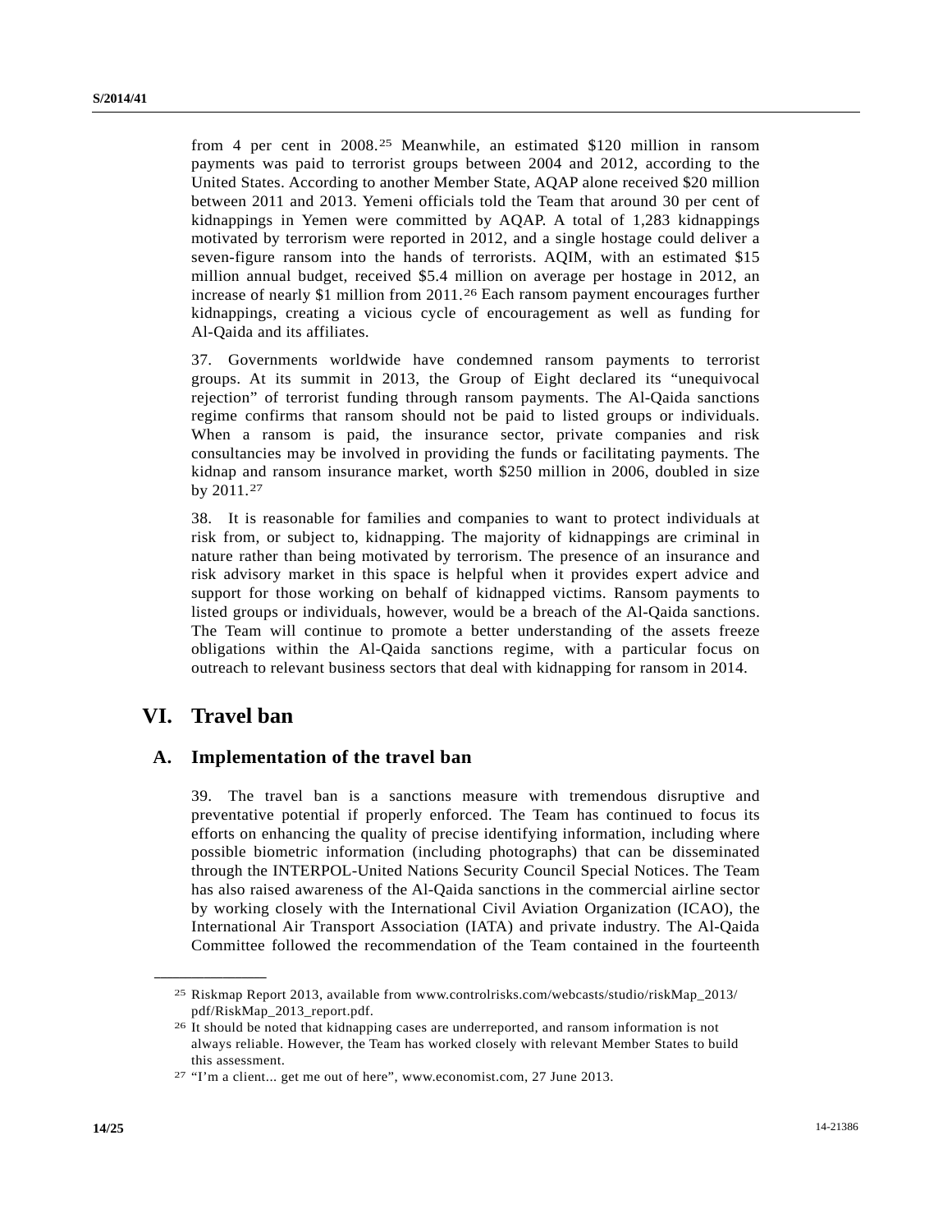from 4 per cent in 2008.[25] Meanwhile, an estimated $120 million in ransom payments was paid to terrorist groups between 2004 and 2012, according to the United States. According to another Member State, AQAP alone received $20 million between 2011 and 2013. Yemeni officials told the Team that around 30 per cent of kidnappings in Yemen were committed by AQAP. A total of 1,283 kidnappings motivated by terrorism were reported in 2012, and a single hostage could deliver a seven-figure ransom into the hands of terrorists. AQIM, with an estimated $15 million annual budget, received $5.4 million on average per hostage in 2012, an increase of nearly $1 million from 2011.[26] Each ransom payment encourages further kidnappings, creating a vicious cycle of encouragement as well as funding for Al-Qaida and its affiliates.

37. Governments worldwide have condemned ransom payments to terrorist groups. At its summit in 2013, the Group of Eight declared its "unequivocal rejection" of terrorist funding through ransom payments. The Al-Qaida sanctions regime confirms that ransom should not be paid to listed groups or individuals. When a ransom is paid, the insurance sector, private companies and risk consultancies may be involved in providing the funds or facilitating payments. The kidnap and ransom insurance market, worth $250 million in 2006, doubled in size by 2011.[27]

38. It is reasonable for families and companies to want to protect individuals at risk from, or subject to, kidnapping. The majority of kidnappings are criminal in nature rather than being motivated by terrorism. The presence of an insurance and risk advisory market in this space is helpful when it provides expert advice and support for those working on behalf of kidnapped victims. Ransom payments to listed groups or individuals, however, would be a breach of the Al-Qaida sanctions. The Team will continue to promote a better understanding of the assets freeze obligations within the Al-Qaida sanctions regime, with a particular focus on outreach to relevant business sectors that deal with kidnapping for ransom in 2014.

# VI. Travel ban

## A. Implementation of the travel ban

39. The travel ban is a sanctions measure with tremendous disruptive and preventative potential if properly enforced. The Team has continued to focus its efforts on enhancing the quality of precise identifying information, including where possible biometric information (including photographs) that can be disseminated through the INTERPOL-United Nations Security Council Special Notices. The Team has also raised awareness of the Al-Qaida sanctions in the commercial airline sector by working closely with the International Civil Aviation Organization (ICAO), the International Air Transport Association (IATA) and private industry. The Al-Qaida Committee followed the recommendation of the Team contained in the fourteenth

---

[25] Riskmap Report 2013, available from www.controlrisks.com/webcasts/studio/riskMap_2013/pdf/RiskMap_2013_report.pdf.

[26] It should be noted that kidnapping cases are underreported, and ransom information is not always reliable. However, the Team has worked closely with relevant Member States to build this assessment.

[27] "I'm a client... get me out of here", www.economist.com, 27 June 2013.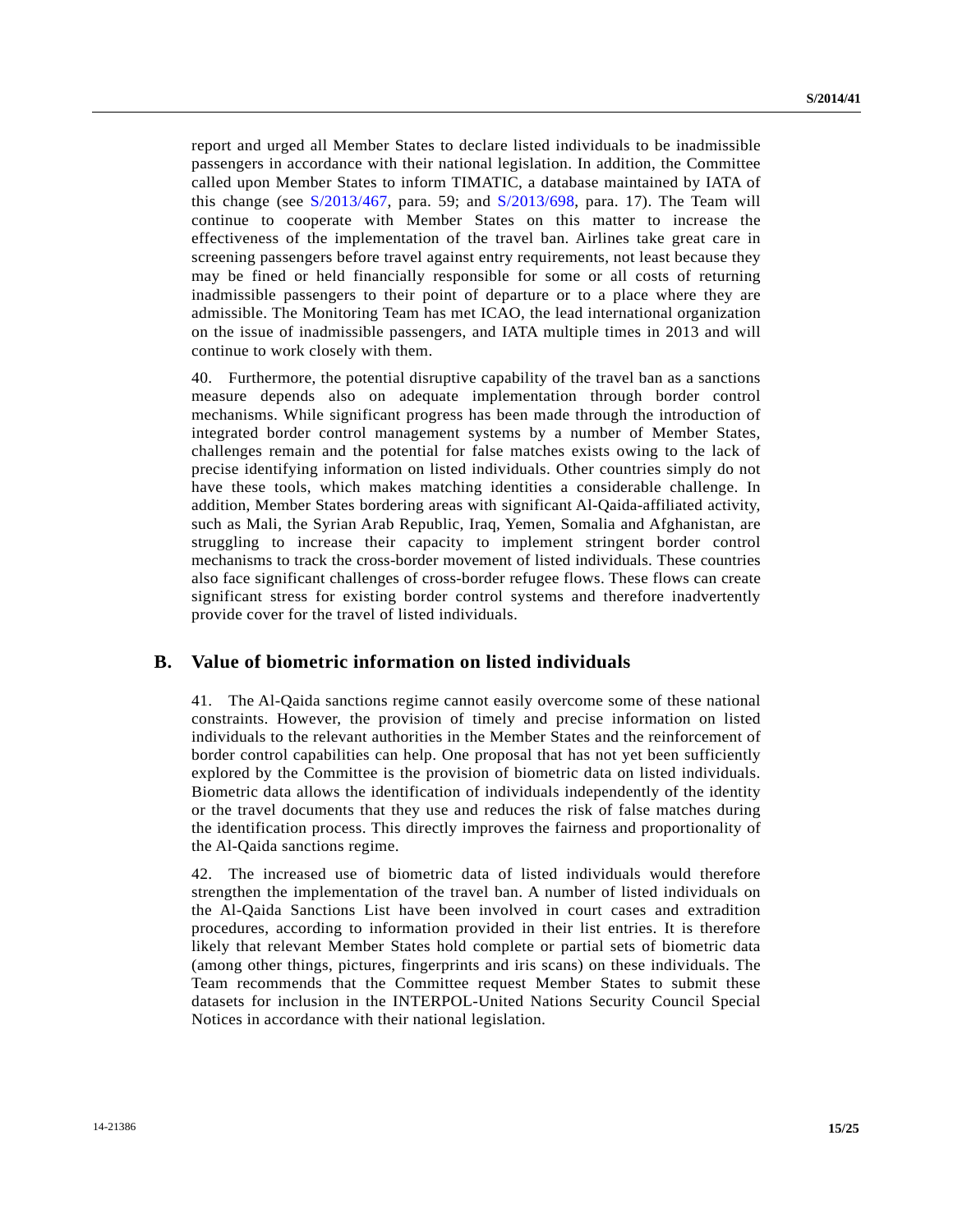report and urged all Member States to declare listed individuals to be inadmissible passengers in accordance with their national legislation. In addition, the Committee called upon Member States to inform TIMATIC, a database maintained by IATA of this change (see S/2013/467, para. 59; and S/2013/698, para. 17). The Team will continue to cooperate with Member States on this matter to increase the effectiveness of the implementation of the travel ban. Airlines take great care in screening passengers before travel against entry requirements, not least because they may be fined or held financially responsible for some or all costs of returning inadmissible passengers to their point of departure or to a place where they are admissible. The Monitoring Team has met ICAO, the lead international organization on the issue of inadmissible passengers, and IATA multiple times in 2013 and will continue to work closely with them.

40. Furthermore, the potential disruptive capability of the travel ban as a sanctions measure depends also on adequate implementation through border control mechanisms. While significant progress has been made through the introduction of integrated border control management systems by a number of Member States, challenges remain and the potential for false matches exists owing to the lack of precise identifying information on listed individuals. Other countries simply do not have these tools, which makes matching identities a considerable challenge. In addition, Member States bordering areas with significant Al-Qaida-affiliated activity, such as Mali, the Syrian Arab Republic, Iraq, Yemen, Somalia and Afghanistan, are struggling to increase their capacity to implement stringent border control mechanisms to track the cross-border movement of listed individuals. These countries also face significant challenges of cross-border refugee flows. These flows can create significant stress for existing border control systems and therefore inadvertently provide cover for the travel of listed individuals.

## B. Value of biometric information on listed individuals

41. The Al-Qaida sanctions regime cannot easily overcome some of these national constraints. However, the provision of timely and precise information on listed individuals to the relevant authorities in the Member States and the reinforcement of border control capabilities can help. One proposal that has not yet been sufficiently explored by the Committee is the provision of biometric data on listed individuals. Biometric data allows the identification of individuals independently of the identity or the travel documents that they use and reduces the risk of false matches during the identification process. This directly improves the fairness and proportionality of the Al-Qaida sanctions regime.

42. The increased use of biometric data of listed individuals would therefore strengthen the implementation of the travel ban. A number of listed individuals on the Al-Qaida Sanctions List have been involved in court cases and extradition procedures, according to information provided in their list entries. It is therefore likely that relevant Member States hold complete or partial sets of biometric data (among other things, pictures, fingerprints and iris scans) on these individuals. The Team recommends that the Committee request Member States to submit these datasets for inclusion in the INTERPOL-United Nations Security Council Special Notices in accordance with their national legislation.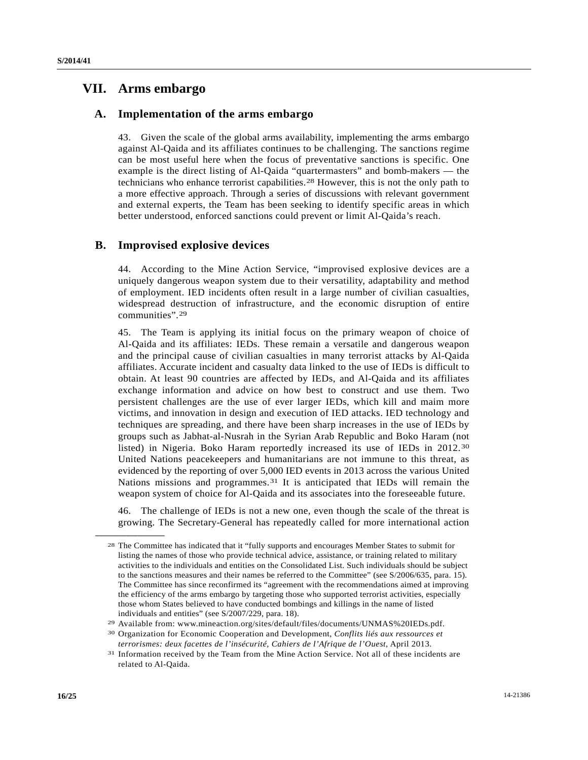# VII. Arms embargo

## A. Implementation of the arms embargo

43. Given the scale of the global arms availability, implementing the arms embargo against Al-Qaida and its affiliates continues to be challenging. The sanctions regime can be most useful here when the focus of preventative sanctions is specific. One example is the direct listing of Al-Qaida "quartermasters" and bomb-makers — the technicians who enhance terrorist capabilities.[28] However, this is not the only path to a more effective approach. Through a series of discussions with relevant government and external experts, the Team has been seeking to identify specific areas in which better understood, enforced sanctions could prevent or limit Al-Qaida's reach.

## B. Improvised explosive devices

44. According to the Mine Action Service, "improvised explosive devices are a uniquely dangerous weapon system due to their versatility, adaptability and method of employment. IED incidents often result in a large number of civilian casualties, widespread destruction of infrastructure, and the economic disruption of entire communities".[29]

45. The Team is applying its initial focus on the primary weapon of choice of Al-Qaida and its affiliates: IEDs. These remain a versatile and dangerous weapon and the principal cause of civilian casualties in many terrorist attacks by Al-Qaida affiliates. Accurate incident and casualty data linked to the use of IEDs is difficult to obtain. At least 90 countries are affected by IEDs, and Al-Qaida and its affiliates exchange information and advice on how best to construct and use them. Two persistent challenges are the use of ever larger IEDs, which kill and maim more victims, and innovation in design and execution of IED attacks. IED technology and techniques are spreading, and there have been sharp increases in the use of IEDs by groups such as Jabhat-al-Nusrah in the Syrian Arab Republic and Boko Haram (not listed) in Nigeria. Boko Haram reportedly increased its use of IEDs in 2012.[30] United Nations peacekeepers and humanitarians are not immune to this threat, as evidenced by the reporting of over 5,000 IED events in 2013 across the various United Nations missions and programmes.[31] It is anticipated that IEDs will remain the weapon system of choice for Al-Qaida and its associates into the foreseeable future.

46. The challenge of IEDs is not a new one, even though the scale of the threat is growing. The Secretary-General has repeatedly called for more international action

---

[28] The Committee has indicated that it "fully supports and encourages Member States to submit for listing the names of those who provide technical advice, assistance, or training related to military activities to the individuals and entities on the Consolidated List. Such individuals should be subject to the sanctions measures and their names be referred to the Committee" (see S/2006/635, para. 15). The Committee has since reconfirmed its "agreement with the recommendations aimed at improving the efficiency of the arms embargo by targeting those who supported terrorist activities, especially those whom States believed to have conducted bombings and killings in the name of listed individuals and entities" (see S/2007/229, para. 18).

[29] Available from: www.mineaction.org/sites/default/files/documents/UNMAS%20IEDs.pdf.

[30] Organization for Economic Cooperation and Development, *Conflits liés aux ressources et terrorismes: deux facettes de l'insécurité, Cahiers de l'Afrique de l'Ouest*, April 2013.

[31] Information received by the Team from the Mine Action Service. Not all of these incidents are related to Al-Qaida.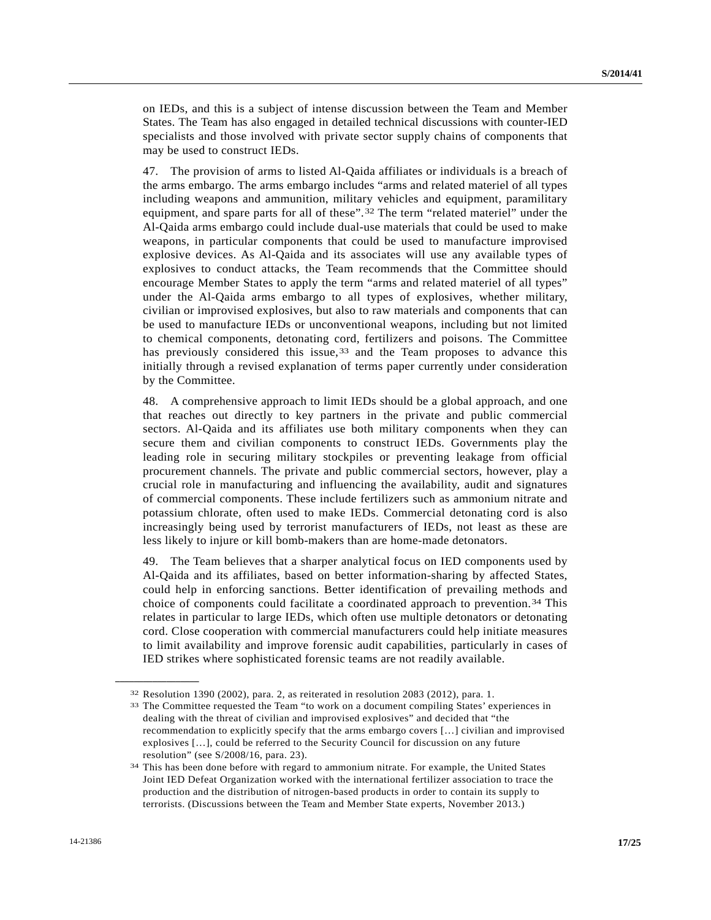on IEDs, and this is a subject of intense discussion between the Team and Member States. The Team has also engaged in detailed technical discussions with counter-IED specialists and those involved with private sector supply chains of components that may be used to construct IEDs.

47. The provision of arms to listed Al-Qaida affiliates or individuals is a breach of the arms embargo. The arms embargo includes "arms and related materiel of all types including weapons and ammunition, military vehicles and equipment, paramilitary equipment, and spare parts for all of these".[32] The term "related materiel" under the Al-Qaida arms embargo could include dual-use materials that could be used to make weapons, in particular components that could be used to manufacture improvised explosive devices. As Al-Qaida and its associates will use any available types of explosives to conduct attacks, the Team recommends that the Committee should encourage Member States to apply the term "arms and related materiel of all types" under the Al-Qaida arms embargo to all types of explosives, whether military, civilian or improvised explosives, but also to raw materials and components that can be used to manufacture IEDs or unconventional weapons, including but not limited to chemical components, detonating cord, fertilizers and poisons. The Committee has previously considered this issue,[33] and the Team proposes to advance this initially through a revised explanation of terms paper currently under consideration by the Committee.

48. A comprehensive approach to limit IEDs should be a global approach, and one that reaches out directly to key partners in the private and public commercial sectors. Al-Qaida and its affiliates use both military components when they can secure them and civilian components to construct IEDs. Governments play the leading role in securing military stockpiles or preventing leakage from official procurement channels. The private and public commercial sectors, however, play a crucial role in manufacturing and influencing the availability, audit and signatures of commercial components. These include fertilizers such as ammonium nitrate and potassium chlorate, often used to make IEDs. Commercial detonating cord is also increasingly being used by terrorist manufacturers of IEDs, not least as these are less likely to injure or kill bomb-makers than are home-made detonators.

49. The Team believes that a sharper analytical focus on IED components used by Al-Qaida and its affiliates, based on better information-sharing by affected States, could help in enforcing sanctions. Better identification of prevailing methods and choice of components could facilitate a coordinated approach to prevention.[34] This relates in particular to large IEDs, which often use multiple detonators or detonating cord. Close cooperation with commercial manufacturers could help initiate measures to limit availability and improve forensic audit capabilities, particularly in cases of IED strikes where sophisticated forensic teams are not readily available.

---

[32] Resolution 1390 (2002), para. 2, as reiterated in resolution 2083 (2012), para. 1.

[33] The Committee requested the Team "to work on a document compiling States' experiences in dealing with the threat of civilian and improvised explosives" and decided that "the recommendation to explicitly specify that the arms embargo covers […] civilian and improvised explosives […], could be referred to the Security Council for discussion on any future resolution" (see S/2008/16, para. 23).

[34] This has been done before with regard to ammonium nitrate. For example, the United States Joint IED Defeat Organization worked with the international fertilizer association to trace the production and the distribution of nitrogen-based products in order to contain its supply to terrorists. (Discussions between the Team and Member State experts, November 2013.)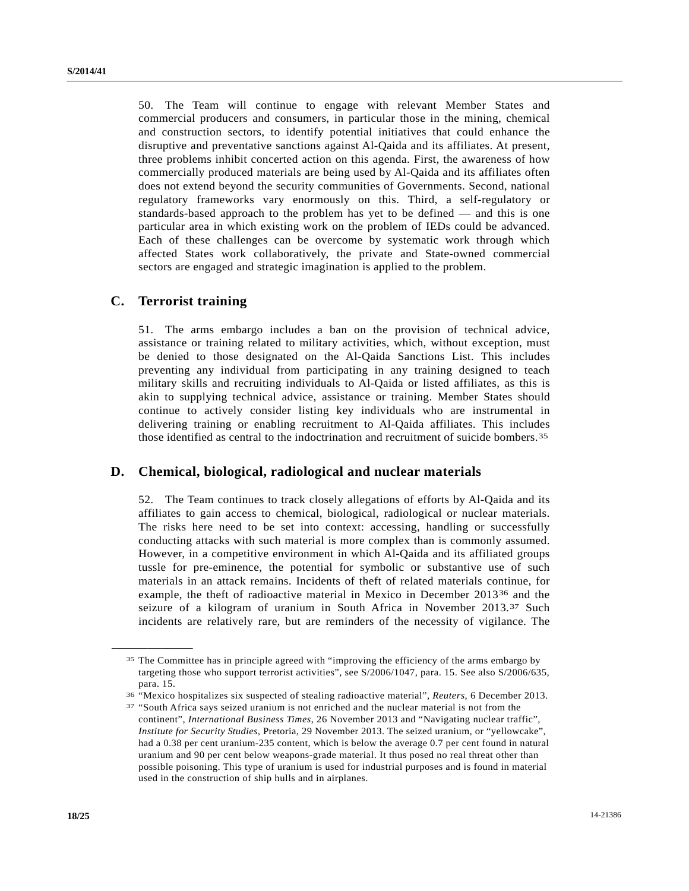50. The Team will continue to engage with relevant Member States and commercial producers and consumers, in particular those in the mining, chemical and construction sectors, to identify potential initiatives that could enhance the disruptive and preventative sanctions against Al-Qaida and its affiliates. At present, three problems inhibit concerted action on this agenda. First, the awareness of how commercially produced materials are being used by Al-Qaida and its affiliates often does not extend beyond the security communities of Governments. Second, national regulatory frameworks vary enormously on this. Third, a self-regulatory or standards-based approach to the problem has yet to be defined — and this is one particular area in which existing work on the problem of IEDs could be advanced. Each of these challenges can be overcome by systematic work through which affected States work collaboratively, the private and State-owned commercial sectors are engaged and strategic imagination is applied to the problem.

## C. Terrorist training

51. The arms embargo includes a ban on the provision of technical advice, assistance or training related to military activities, which, without exception, must be denied to those designated on the Al-Qaida Sanctions List. This includes preventing any individual from participating in any training designed to teach military skills and recruiting individuals to Al-Qaida or listed affiliates, as this is akin to supplying technical advice, assistance or training. Member States should continue to actively consider listing key individuals who are instrumental in delivering training or enabling recruitment to Al-Qaida affiliates. This includes those identified as central to the indoctrination and recruitment of suicide bombers.[35]

## D. Chemical, biological, radiological and nuclear materials

52. The Team continues to track closely allegations of efforts by Al-Qaida and its affiliates to gain access to chemical, biological, radiological or nuclear materials. The risks here need to be set into context: accessing, handling or successfully conducting attacks with such material is more complex than is commonly assumed. However, in a competitive environment in which Al-Qaida and its affiliated groups tussle for pre-eminence, the potential for symbolic or substantive use of such materials in an attack remains. Incidents of theft of related materials continue, for example, the theft of radioactive material in Mexico in December 2013[36] and the seizure of a kilogram of uranium in South Africa in November 2013.[37] Such incidents are relatively rare, but are reminders of the necessity of vigilance. The

---

[35] The Committee has in principle agreed with "improving the efficiency of the arms embargo by targeting those who support terrorist activities", see S/2006/1047, para. 15. See also S/2006/635, para. 15.

[36] "Mexico hospitalizes six suspected of stealing radioactive material", *Reuters*, 6 December 2013.

[37] "South Africa says seized uranium is not enriched and the nuclear material is not from the continent", *International Business Times*, 26 November 2013 and "Navigating nuclear traffic", *Institute for Security Studies*, Pretoria, 29 November 2013. The seized uranium, or "yellowcake", had a 0.38 per cent uranium-235 content, which is below the average 0.7 per cent found in natural uranium and 90 per cent below weapons-grade material. It thus posed no real threat other than possible poisoning. This type of uranium is used for industrial purposes and is found in material used in the construction of ship hulls and in airplanes.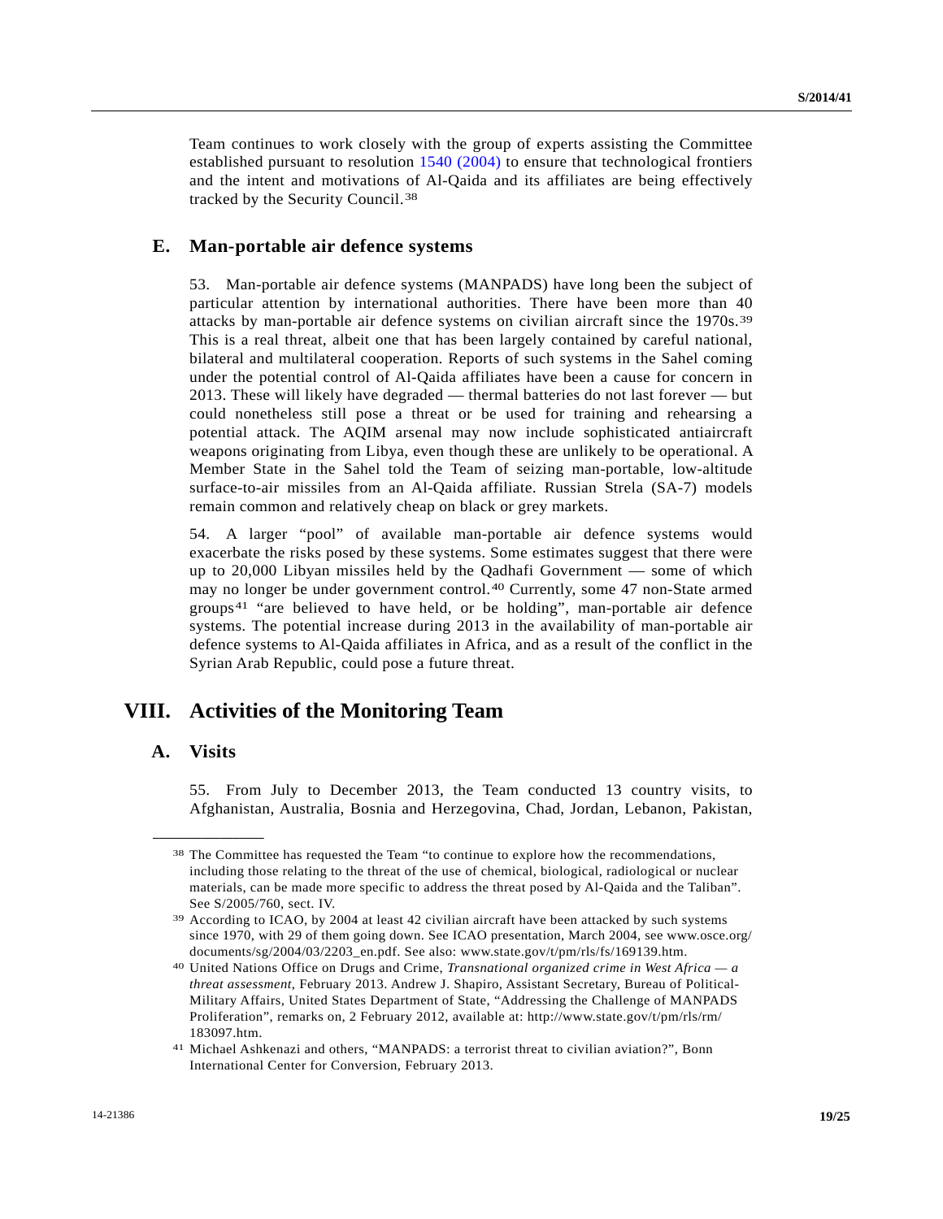Team continues to work closely with the group of experts assisting the Committee established pursuant to resolution 1540 (2004) to ensure that technological frontiers and the intent and motivations of Al-Qaida and its affiliates are being effectively tracked by the Security Council.[38]

### E. Man-portable air defence systems

53. Man-portable air defence systems (MANPADS) have long been the subject of particular attention by international authorities. There have been more than 40 attacks by man-portable air defence systems on civilian aircraft since the 1970s.[39] This is a real threat, albeit one that has been largely contained by careful national, bilateral and multilateral cooperation. Reports of such systems in the Sahel coming under the potential control of Al-Qaida affiliates have been a cause for concern in 2013. These will likely have degraded — thermal batteries do not last forever — but could nonetheless still pose a threat or be used for training and rehearsing a potential attack. The AQIM arsenal may now include sophisticated antiaircraft weapons originating from Libya, even though these are unlikely to be operational. A Member State in the Sahel told the Team of seizing man-portable, low-altitude surface-to-air missiles from an Al-Qaida affiliate. Russian Strela (SA-7) models remain common and relatively cheap on black or grey markets.

54. A larger "pool" of available man-portable air defence systems would exacerbate the risks posed by these systems. Some estimates suggest that there were up to 20,000 Libyan missiles held by the Qadhafi Government — some of which may no longer be under government control.[40] Currently, some 47 non-State armed groups[41] "are believed to have held, or be holding", man-portable air defence systems. The potential increase during 2013 in the availability of man-portable air defence systems to Al-Qaida affiliates in Africa, and as a result of the conflict in the Syrian Arab Republic, could pose a future threat.

## VIII. Activities of the Monitoring Team

### A. Visits

55. From July to December 2013, the Team conducted 13 country visits, to Afghanistan, Australia, Bosnia and Herzegovina, Chad, Jordan, Lebanon, Pakistan,

---

[38] The Committee has requested the Team "to continue to explore how the recommendations, including those relating to the threat of the use of chemical, biological, radiological or nuclear materials, can be made more specific to address the threat posed by Al-Qaida and the Taliban". See S/2005/760, sect. IV.

[39] According to ICAO, by 2004 at least 42 civilian aircraft have been attacked by such systems since 1970, with 29 of them going down. See ICAO presentation, March 2004, see www.osce.org/documents/sg/2004/03/2203_en.pdf. See also: www.state.gov/t/pm/rls/fs/169139.htm.

[40] United Nations Office on Drugs and Crime, *Transnational organized crime in West Africa — a threat assessment*, February 2013. Andrew J. Shapiro, Assistant Secretary, Bureau of Political-Military Affairs, United States Department of State, "Addressing the Challenge of MANPADS Proliferation", remarks on, 2 February 2012, available at: http://www.state.gov/t/pm/rls/rm/183097.htm.

[41] Michael Ashkenazi and others, "MANPADS: a terrorist threat to civilian aviation?", Bonn International Center for Conversion, February 2013.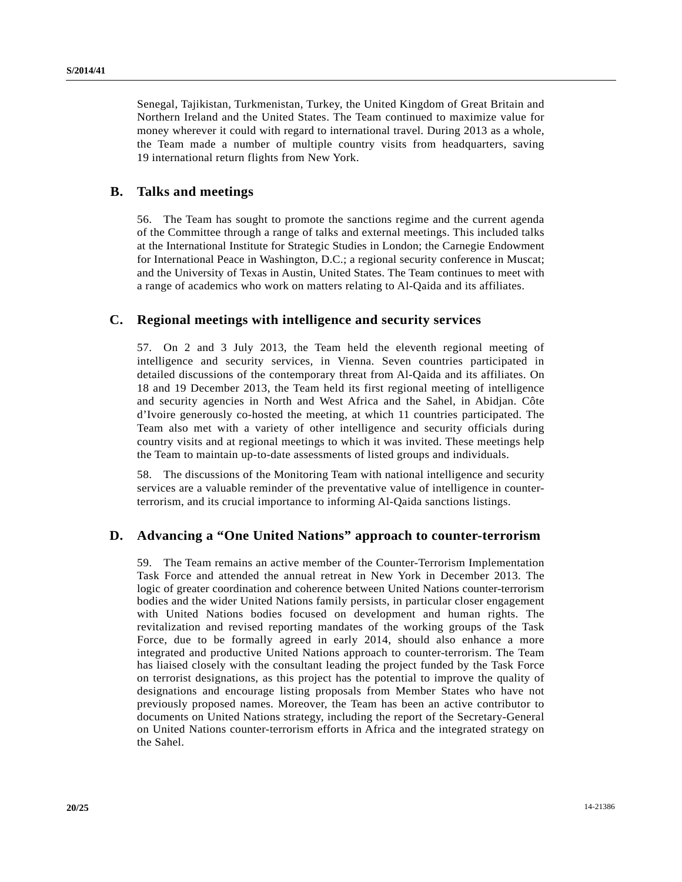Senegal, Tajikistan, Turkmenistan, Turkey, the United Kingdom of Great Britain and Northern Ireland and the United States. The Team continued to maximize value for money wherever it could with regard to international travel. During 2013 as a whole, the Team made a number of multiple country visits from headquarters, saving 19 international return flights from New York.

## B. Talks and meetings

56. The Team has sought to promote the sanctions regime and the current agenda of the Committee through a range of talks and external meetings. This included talks at the International Institute for Strategic Studies in London; the Carnegie Endowment for International Peace in Washington, D.C.; a regional security conference in Muscat; and the University of Texas in Austin, United States. The Team continues to meet with a range of academics who work on matters relating to Al-Qaida and its affiliates.

## C. Regional meetings with intelligence and security services

57. On 2 and 3 July 2013, the Team held the eleventh regional meeting of intelligence and security services, in Vienna. Seven countries participated in detailed discussions of the contemporary threat from Al-Qaida and its affiliates. On 18 and 19 December 2013, the Team held its first regional meeting of intelligence and security agencies in North and West Africa and the Sahel, in Abidjan. Côte d'Ivoire generously co-hosted the meeting, at which 11 countries participated. The Team also met with a variety of other intelligence and security officials during country visits and at regional meetings to which it was invited. These meetings help the Team to maintain up-to-date assessments of listed groups and individuals.

58. The discussions of the Monitoring Team with national intelligence and security services are a valuable reminder of the preventative value of intelligence in counter-terrorism, and its crucial importance to informing Al-Qaida sanctions listings.

## D. Advancing a "One United Nations" approach to counter-terrorism

59. The Team remains an active member of the Counter-Terrorism Implementation Task Force and attended the annual retreat in New York in December 2013. The logic of greater coordination and coherence between United Nations counter-terrorism bodies and the wider United Nations family persists, in particular closer engagement with United Nations bodies focused on development and human rights. The revitalization and revised reporting mandates of the working groups of the Task Force, due to be formally agreed in early 2014, should also enhance a more integrated and productive United Nations approach to counter-terrorism. The Team has liaised closely with the consultant leading the project funded by the Task Force on terrorist designations, as this project has the potential to improve the quality of designations and encourage listing proposals from Member States who have not previously proposed names. Moreover, the Team has been an active contributor to documents on United Nations strategy, including the report of the Secretary-General on United Nations counter-terrorism efforts in Africa and the integrated strategy on the Sahel.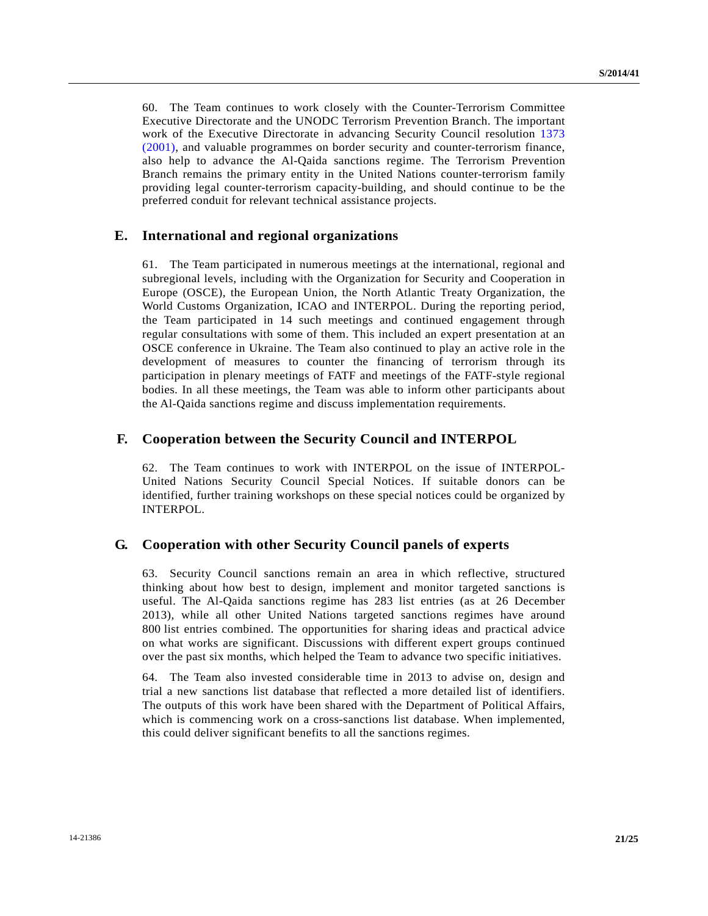60. The Team continues to work closely with the Counter-Terrorism Committee Executive Directorate and the UNODC Terrorism Prevention Branch. The important work of the Executive Directorate in advancing Security Council resolution 1373 (2001), and valuable programmes on border security and counter-terrorism finance, also help to advance the Al-Qaida sanctions regime. The Terrorism Prevention Branch remains the primary entity in the United Nations counter-terrorism family providing legal counter-terrorism capacity-building, and should continue to be the preferred conduit for relevant technical assistance projects.

## E. International and regional organizations

61. The Team participated in numerous meetings at the international, regional and subregional levels, including with the Organization for Security and Cooperation in Europe (OSCE), the European Union, the North Atlantic Treaty Organization, the World Customs Organization, ICAO and INTERPOL. During the reporting period, the Team participated in 14 such meetings and continued engagement through regular consultations with some of them. This included an expert presentation at an OSCE conference in Ukraine. The Team also continued to play an active role in the development of measures to counter the financing of terrorism through its participation in plenary meetings of FATF and meetings of the FATF-style regional bodies. In all these meetings, the Team was able to inform other participants about the Al-Qaida sanctions regime and discuss implementation requirements.

## F. Cooperation between the Security Council and INTERPOL

62. The Team continues to work with INTERPOL on the issue of INTERPOL-United Nations Security Council Special Notices. If suitable donors can be identified, further training workshops on these special notices could be organized by INTERPOL.

## G. Cooperation with other Security Council panels of experts

63. Security Council sanctions remain an area in which reflective, structured thinking about how best to design, implement and monitor targeted sanctions is useful. The Al-Qaida sanctions regime has 283 list entries (as at 26 December 2013), while all other United Nations targeted sanctions regimes have around 800 list entries combined. The opportunities for sharing ideas and practical advice on what works are significant. Discussions with different expert groups continued over the past six months, which helped the Team to advance two specific initiatives.

64. The Team also invested considerable time in 2013 to advise on, design and trial a new sanctions list database that reflected a more detailed list of identifiers. The outputs of this work have been shared with the Department of Political Affairs, which is commencing work on a cross-sanctions list database. When implemented, this could deliver significant benefits to all the sanctions regimes.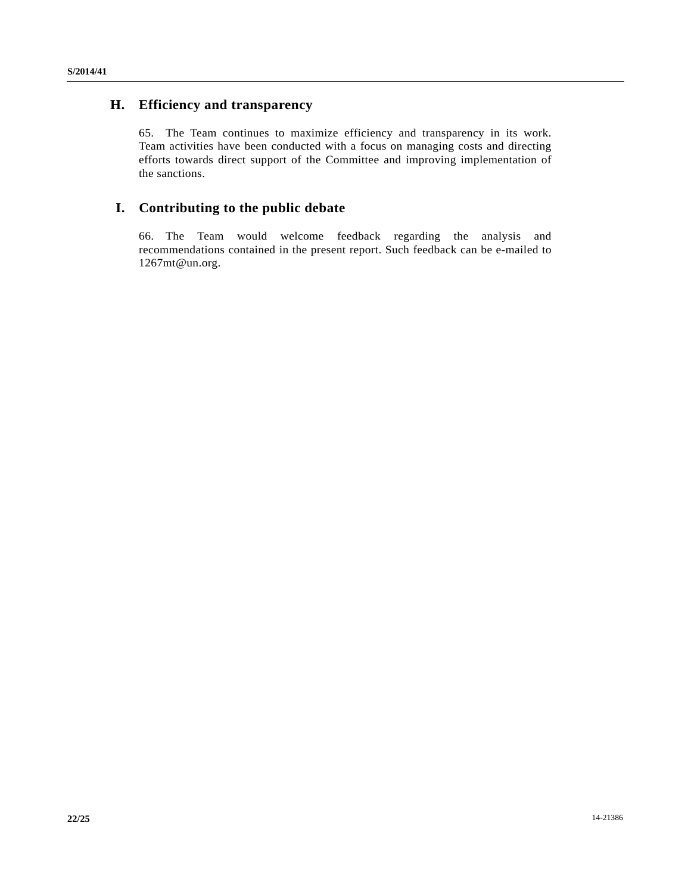## H. Efficiency and transparency

65. The Team continues to maximize efficiency and transparency in its work. Team activities have been conducted with a focus on managing costs and directing efforts towards direct support of the Committee and improving implementation of the sanctions.

## I. Contributing to the public debate

66. The Team would welcome feedback regarding the analysis and recommendations contained in the present report. Such feedback can be e-mailed to 1267mt@un.org.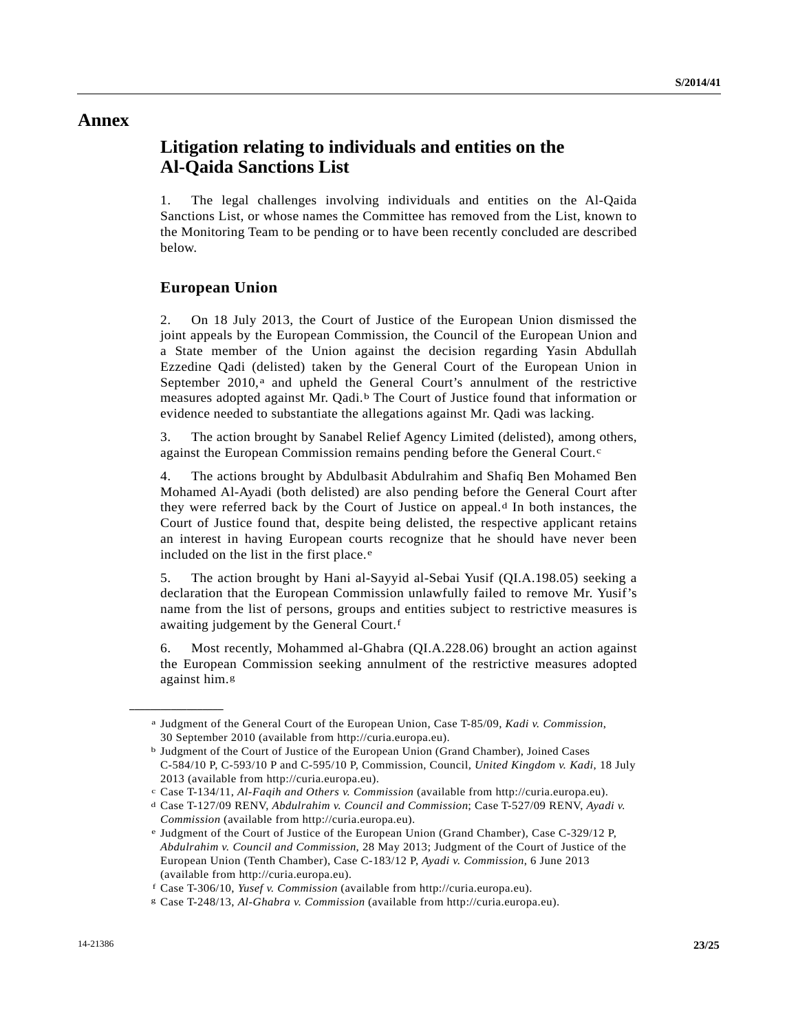# Annex

## Litigation relating to individuals and entities on the Al-Qaida Sanctions List

1. The legal challenges involving individuals and entities on the Al-Qaida Sanctions List, or whose names the Committee has removed from the List, known to the Monitoring Team to be pending or to have been recently concluded are described below.

### European Union

2. On 18 July 2013, the Court of Justice of the European Union dismissed the joint appeals by the European Commission, the Council of the European Union and a State member of the Union against the decision regarding Yasin Abdullah Ezzedine Qadi (delisted) taken by the General Court of the European Union in September 2010,[a] and upheld the General Court's annulment of the restrictive measures adopted against Mr. Qadi.[b] The Court of Justice found that information or evidence needed to substantiate the allegations against Mr. Qadi was lacking.

3. The action brought by Sanabel Relief Agency Limited (delisted), among others, against the European Commission remains pending before the General Court.[c]

4. The actions brought by Abdulbasit Abdulrahim and Shafiq Ben Mohamed Ben Mohamed Al-Ayadi (both delisted) are also pending before the General Court after they were referred back by the Court of Justice on appeal.[d] In both instances, the Court of Justice found that, despite being delisted, the respective applicant retains an interest in having European courts recognize that he should have never been included on the list in the first place.[e]

5. The action brought by Hani al-Sayyid al-Sebai Yusif (QI.A.198.05) seeking a declaration that the European Commission unlawfully failed to remove Mr. Yusif's name from the list of persons, groups and entities subject to restrictive measures is awaiting judgement by the General Court.[f]

6. Most recently, Mohammed al-Ghabra (QI.A.228.06) brought an action against the European Commission seeking annulment of the restrictive measures adopted against him.[g]

---

[a] Judgment of the General Court of the European Union, Case T-85/09, *Kadi v. Commission*, 30 September 2010 (available from http://curia.europa.eu).

[b] Judgment of the Court of Justice of the European Union (Grand Chamber), Joined Cases C-584/10 P, C-593/10 P and C-595/10 P, Commission, Council, *United Kingdom v. Kadi*, 18 July 2013 (available from http://curia.europa.eu).

[c] Case T-134/11, *Al-Faqih and Others v. Commission* (available from http://curia.europa.eu).

[d] Case T-127/09 RENV, *Abdulrahim v. Council and Commission*; Case T-527/09 RENV, *Ayadi v. Commission* (available from http://curia.europa.eu).

[e] Judgment of the Court of Justice of the European Union (Grand Chamber), Case C-329/12 P, *Abdulrahim v. Council and Commission*, 28 May 2013; Judgment of the Court of Justice of the European Union (Tenth Chamber), Case C-183/12 P, *Ayadi v. Commission*, 6 June 2013 (available from http://curia.europa.eu).

[f] Case T-306/10, *Yusef v. Commission* (available from http://curia.europa.eu).

[g] Case T-248/13, *Al-Ghabra v. Commission* (available from http://curia.europa.eu).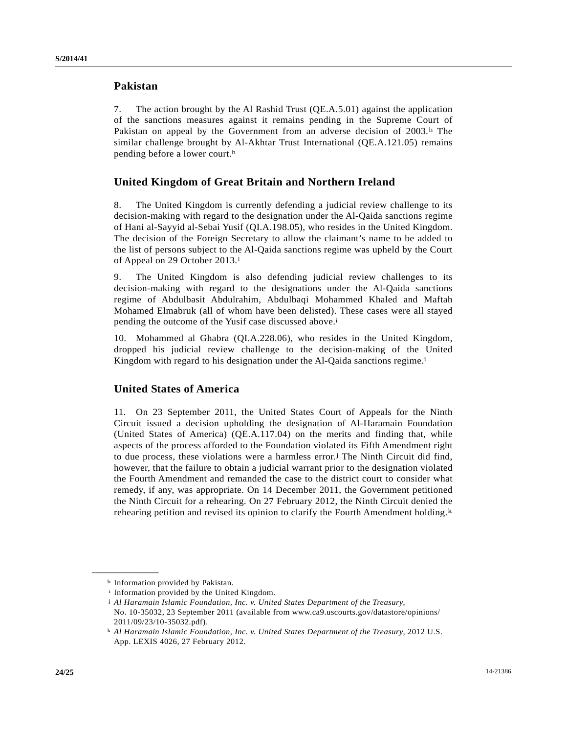## Pakistan

7. The action brought by the Al Rashid Trust (QE.A.5.01) against the application of the sanctions measures against it remains pending in the Supreme Court of Pakistan on appeal by the Government from an adverse decision of 2003.[h] The similar challenge brought by Al-Akhtar Trust International (QE.A.121.05) remains pending before a lower court.[h]

## United Kingdom of Great Britain and Northern Ireland

8. The United Kingdom is currently defending a judicial review challenge to its decision-making with regard to the designation under the Al-Qaida sanctions regime of Hani al-Sayyid al-Sebai Yusif (QI.A.198.05), who resides in the United Kingdom. The decision of the Foreign Secretary to allow the claimant's name to be added to the list of persons subject to the Al-Qaida sanctions regime was upheld by the Court of Appeal on 29 October 2013.[i]

9. The United Kingdom is also defending judicial review challenges to its decision-making with regard to the designations under the Al-Qaida sanctions regime of Abdulbasit Abdulrahim, Abdulbaqi Mohammed Khaled and Maftah Mohamed Elmabruk (all of whom have been delisted). These cases were all stayed pending the outcome of the Yusif case discussed above.[i]

10. Mohammed al Ghabra (QI.A.228.06), who resides in the United Kingdom, dropped his judicial review challenge to the decision-making of the United Kingdom with regard to his designation under the Al-Qaida sanctions regime.[i]

## United States of America

11. On 23 September 2011, the United States Court of Appeals for the Ninth Circuit issued a decision upholding the designation of Al-Haramain Foundation (United States of America) (QE.A.117.04) on the merits and finding that, while aspects of the process afforded to the Foundation violated its Fifth Amendment right to due process, these violations were a harmless error.[j] The Ninth Circuit did find, however, that the failure to obtain a judicial warrant prior to the designation violated the Fourth Amendment and remanded the case to the district court to consider what remedy, if any, was appropriate. On 14 December 2011, the Government petitioned the Ninth Circuit for a rehearing. On 27 February 2012, the Ninth Circuit denied the rehearing petition and revised its opinion to clarify the Fourth Amendment holding.[k]

---

[h] Information provided by Pakistan.

[i] Information provided by the United Kingdom.

[j] *Al Haramain Islamic Foundation, Inc. v. United States Department of the Treasury*, No. 10-35032, 23 September 2011 (available from www.ca9.uscourts.gov/datastore/opinions/2011/09/23/10-35032.pdf).

[k] *Al Haramain Islamic Foundation, Inc. v. United States Department of the Treasury*, 2012 U.S. App. LEXIS 4026, 27 February 2012.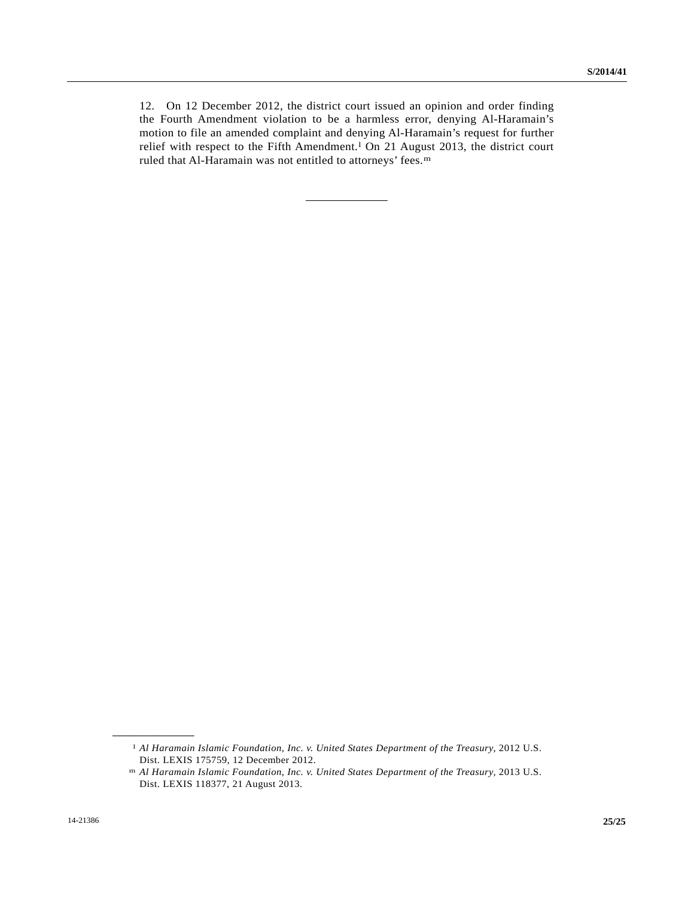12. On 12 December 2012, the district court issued an opinion and order finding the Fourth Amendment violation to be a harmless error, denying Al-Haramain's motion to file an amended complaint and denying Al-Haramain's request for further relief with respect to the Fifth Amendment.[l] On 21 August 2013, the district court ruled that Al-Haramain was not entitled to attorneys' fees.[m]

---

[l] *Al Haramain Islamic Foundation, Inc. v. United States Department of the Treasury*, 2012 U.S. Dist. LEXIS 175759, 12 December 2012.

[m] *Al Haramain Islamic Foundation, Inc. v. United States Department of the Treasury*, 2013 U.S. Dist. LEXIS 118377, 21 August 2013.